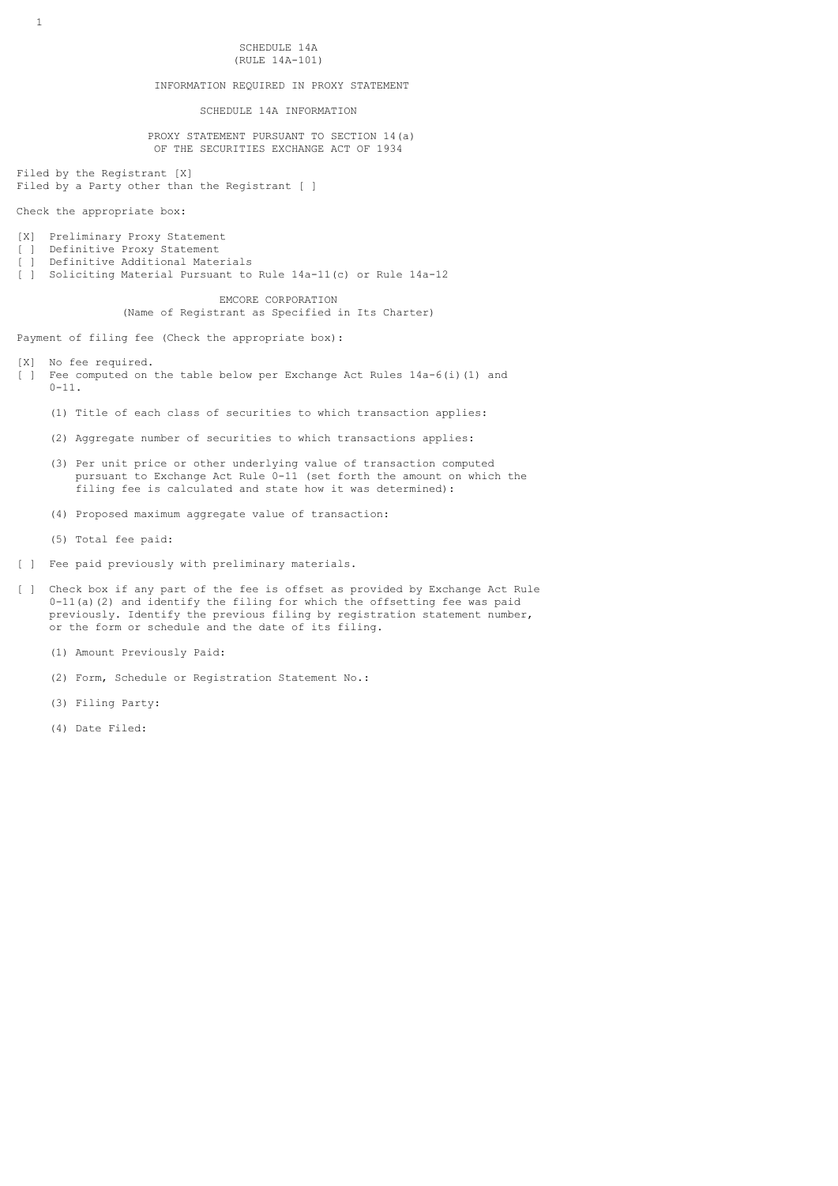# SCHEDULE 14A
## (RULE 14A-101)

## INFORMATION REQUIRED IN PROXY STATEMENT

## SCHEDULE 14A INFORMATION

## PROXY STATEMENT PURSUANT TO SECTION 14(a) OF THE SECURITIES EXCHANGE ACT OF 1934

Filed by the Registrant [X]
Filed by a Party other than the Registrant [ ]

Check the appropriate box:

- [X] Preliminary Proxy Statement
- [ ] Definitive Proxy Statement
- [ ] Definitive Additional Materials
- [ ] Soliciting Material Pursuant to Rule 14a-11(c) or Rule 14a-12

**EMCORE CORPORATION**
(Name of Registrant as Specified in Its Charter)

Payment of filing fee (Check the appropriate box):

- [X] No fee required.
- [ ] Fee computed on the table below per Exchange Act Rules 14a-6(i)(1) and 0-11.

  (1) Title of each class of securities to which transaction applies:

  (2) Aggregate number of securities to which transactions applies:

  (3) Per unit price or other underlying value of transaction computed pursuant to Exchange Act Rule 0-11 (set forth the amount on which the filing fee is calculated and state how it was determined):

  (4) Proposed maximum aggregate value of transaction:

  (5) Total fee paid:

- [ ] Fee paid previously with preliminary materials.
- [ ] Check box if any part of the fee is offset as provided by Exchange Act Rule 0-11(a)(2) and identify the filing for which the offsetting fee was paid previously. Identify the previous filing by registration statement number, or the form or schedule and the date of its filing.

  (1) Amount Previously Paid:

  (2) Form, Schedule or Registration Statement No.:

  (3) Filing Party:

  (4) Date Filed: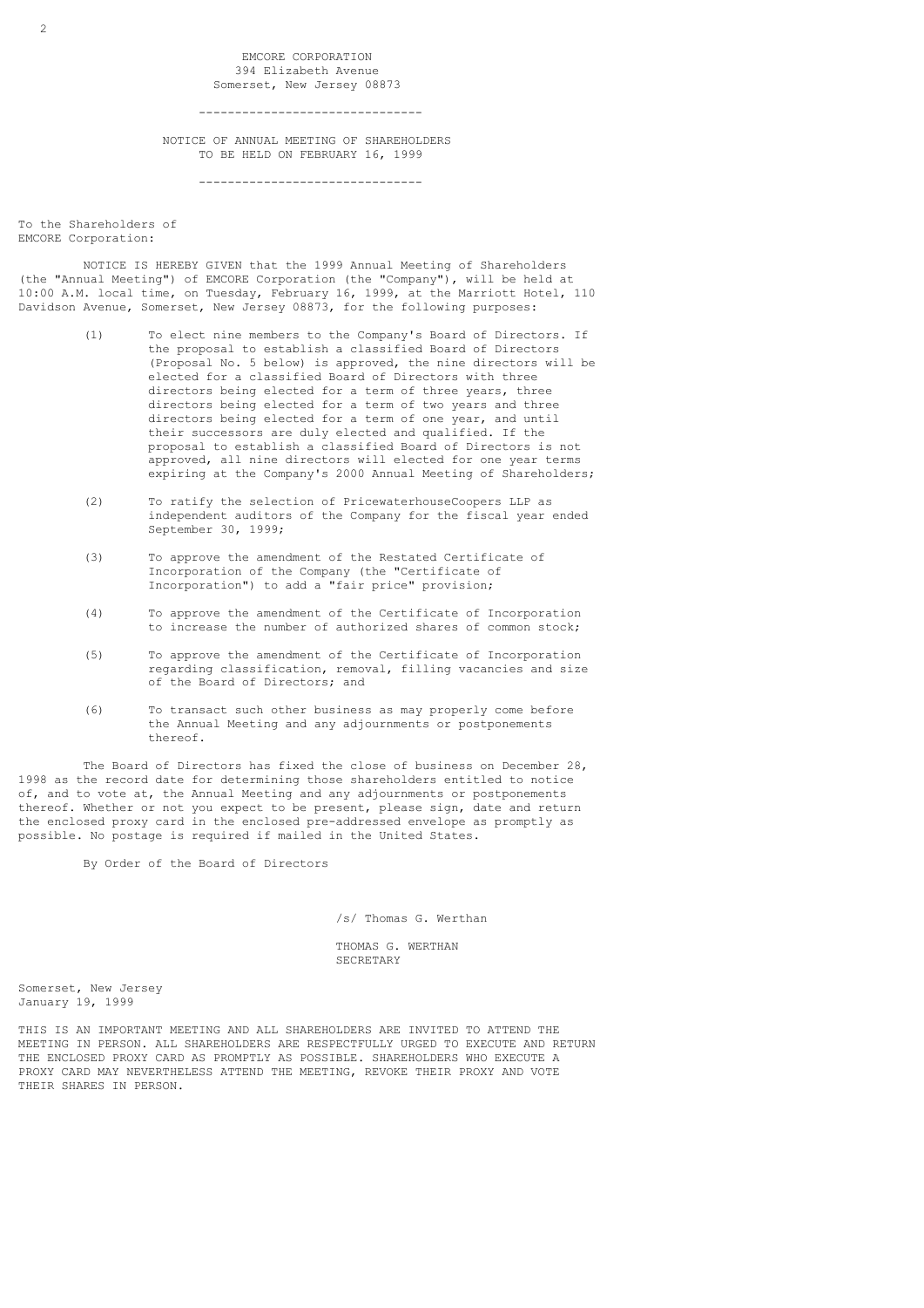EMCORE CORPORATION
394 Elizabeth Avenue
Somerset, New Jersey 08873

---

NOTICE OF ANNUAL MEETING OF SHAREHOLDERS
TO BE HELD ON FEBRUARY 16, 1999

---

To the Shareholders of
EMCORE Corporation:

NOTICE IS HEREBY GIVEN that the 1999 Annual Meeting of Shareholders (the "Annual Meeting") of EMCORE Corporation (the "Company"), will be held at 10:00 A.M. local time, on Tuesday, February 16, 1999, at the Marriott Hotel, 110 Davidson Avenue, Somerset, New Jersey 08873, for the following purposes:

(1) To elect nine members to the Company's Board of Directors. If the proposal to establish a classified Board of Directors (Proposal No. 5 below) is approved, the nine directors will be elected for a classified Board of Directors with three directors being elected for a term of three years, three directors being elected for a term of two years and three directors being elected for a term of one year, and until their successors are duly elected and qualified. If the proposal to establish a classified Board of Directors is not approved, all nine directors will elected for one year terms expiring at the Company's 2000 Annual Meeting of Shareholders;

(2) To ratify the selection of PricewaterhouseCoopers LLP as independent auditors of the Company for the fiscal year ended September 30, 1999;

(3) To approve the amendment of the Restated Certificate of Incorporation of the Company (the "Certificate of Incorporation") to add a "fair price" provision;

(4) To approve the amendment of the Certificate of Incorporation to increase the number of authorized shares of common stock;

(5) To approve the amendment of the Certificate of Incorporation regarding classification, removal, filling vacancies and size of the Board of Directors; and

(6) To transact such other business as may properly come before the Annual Meeting and any adjournments or postponements thereof.

The Board of Directors has fixed the close of business on December 28, 1998 as the record date for determining those shareholders entitled to notice of, and to vote at, the Annual Meeting and any adjournments or postponements thereof. Whether or not you expect to be present, please sign, date and return the enclosed proxy card in the enclosed pre-addressed envelope as promptly as possible. No postage is required if mailed in the United States.

By Order of the Board of Directors

/s/ Thomas G. Werthan

THOMAS G. WERTHAN
SECRETARY

Somerset, New Jersey
January 19, 1999

THIS IS AN IMPORTANT MEETING AND ALL SHAREHOLDERS ARE INVITED TO ATTEND THE MEETING IN PERSON. ALL SHAREHOLDERS ARE RESPECTFULLY URGED TO EXECUTE AND RETURN THE ENCLOSED PROXY CARD AS PROMPTLY AS POSSIBLE. SHAREHOLDERS WHO EXECUTE A PROXY CARD MAY NEVERTHELESS ATTEND THE MEETING, REVOKE THEIR PROXY AND VOTE THEIR SHARES IN PERSON.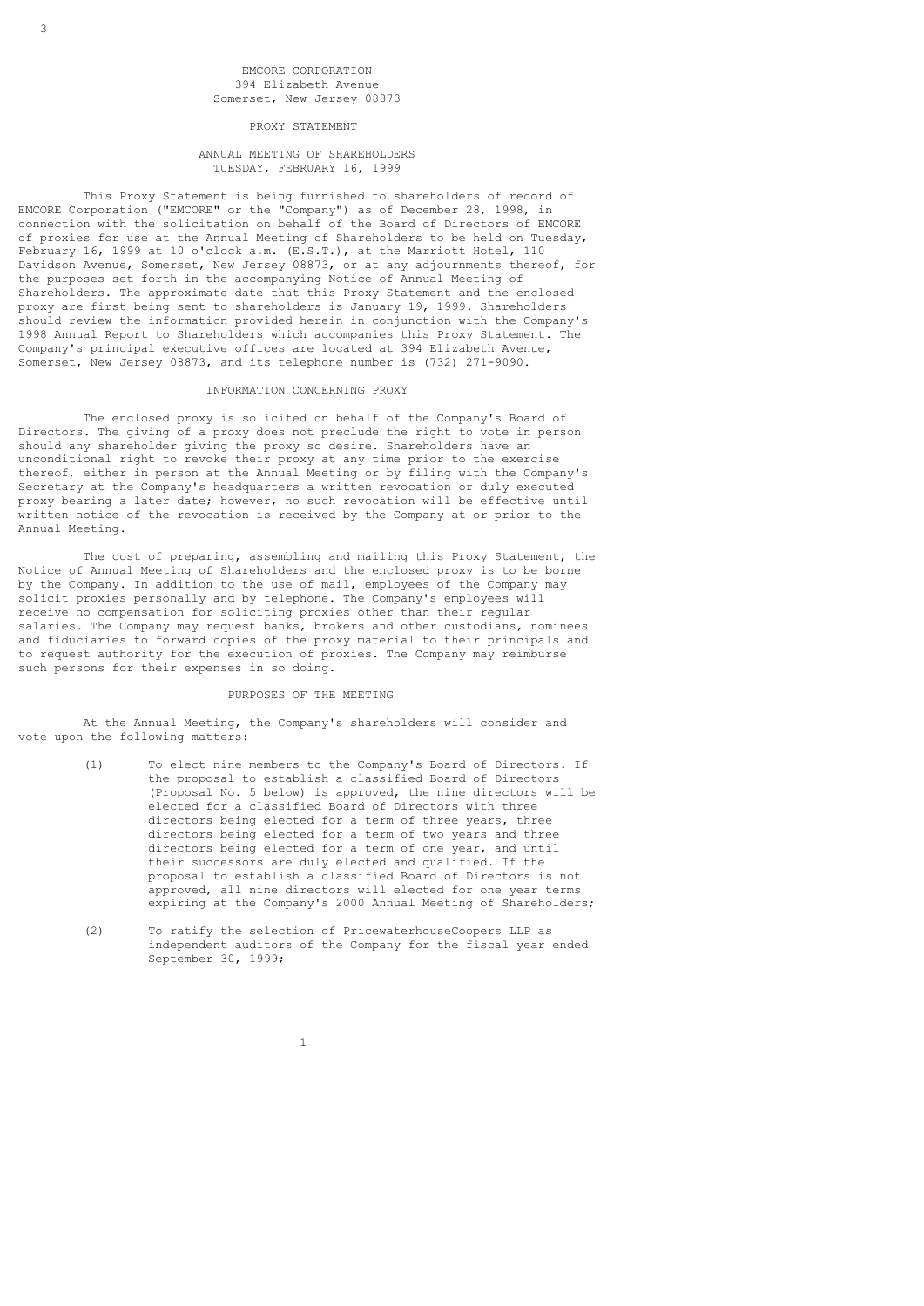EMCORE CORPORATION
394 Elizabeth Avenue
Somerset, New Jersey 08873

# PROXY STATEMENT

## ANNUAL MEETING OF SHAREHOLDERS
## TUESDAY, FEBRUARY 16, 1999

This Proxy Statement is being furnished to shareholders of record of EMCORE Corporation ("EMCORE" or the "Company") as of December 28, 1998, in connection with the solicitation on behalf of the Board of Directors of EMCORE of proxies for use at the Annual Meeting of Shareholders to be held on Tuesday, February 16, 1999 at 10 o'clock a.m. (E.S.T.), at the Marriott Hotel, 110 Davidson Avenue, Somerset, New Jersey 08873, or at any adjournments thereof, for the purposes set forth in the accompanying Notice of Annual Meeting of Shareholders. The approximate date that this Proxy Statement and the enclosed proxy are first being sent to shareholders is January 19, 1999. Shareholders should review the information provided herein in conjunction with the Company's 1998 Annual Report to Shareholders which accompanies this Proxy Statement. The Company's principal executive offices are located at 394 Elizabeth Avenue, Somerset, New Jersey 08873, and its telephone number is (732) 271-9090.

## INFORMATION CONCERNING PROXY

The enclosed proxy is solicited on behalf of the Company's Board of Directors. The giving of a proxy does not preclude the right to vote in person should any shareholder giving the proxy so desire. Shareholders have an unconditional right to revoke their proxy at any time prior to the exercise thereof, either in person at the Annual Meeting or by filing with the Company's Secretary at the Company's headquarters a written revocation or duly executed proxy bearing a later date; however, no such revocation will be effective until written notice of the revocation is received by the Company at or prior to the Annual Meeting.

The cost of preparing, assembling and mailing this Proxy Statement, the Notice of Annual Meeting of Shareholders and the enclosed proxy is to be borne by the Company. In addition to the use of mail, employees of the Company may solicit proxies personally and by telephone. The Company's employees will receive no compensation for soliciting proxies other than their regular salaries. The Company may request banks, brokers and other custodians, nominees and fiduciaries to forward copies of the proxy material to their principals and to request authority for the execution of proxies. The Company may reimburse such persons for their expenses in so doing.

## PURPOSES OF THE MEETING

At the Annual Meeting, the Company's shareholders will consider and vote upon the following matters:

(1) To elect nine members to the Company's Board of Directors. If the proposal to establish a classified Board of Directors (Proposal No. 5 below) is approved, the nine directors will be elected for a classified Board of Directors with three directors being elected for a term of three years, three directors being elected for a term of two years and three directors being elected for a term of one year, and until their successors are duly elected and qualified. If the proposal to establish a classified Board of Directors is not approved, all nine directors will elected for one year terms expiring at the Company's 2000 Annual Meeting of Shareholders;

(2) To ratify the selection of PricewaterhouseCoopers LLP as independent auditors of the Company for the fiscal year ended September 30, 1999;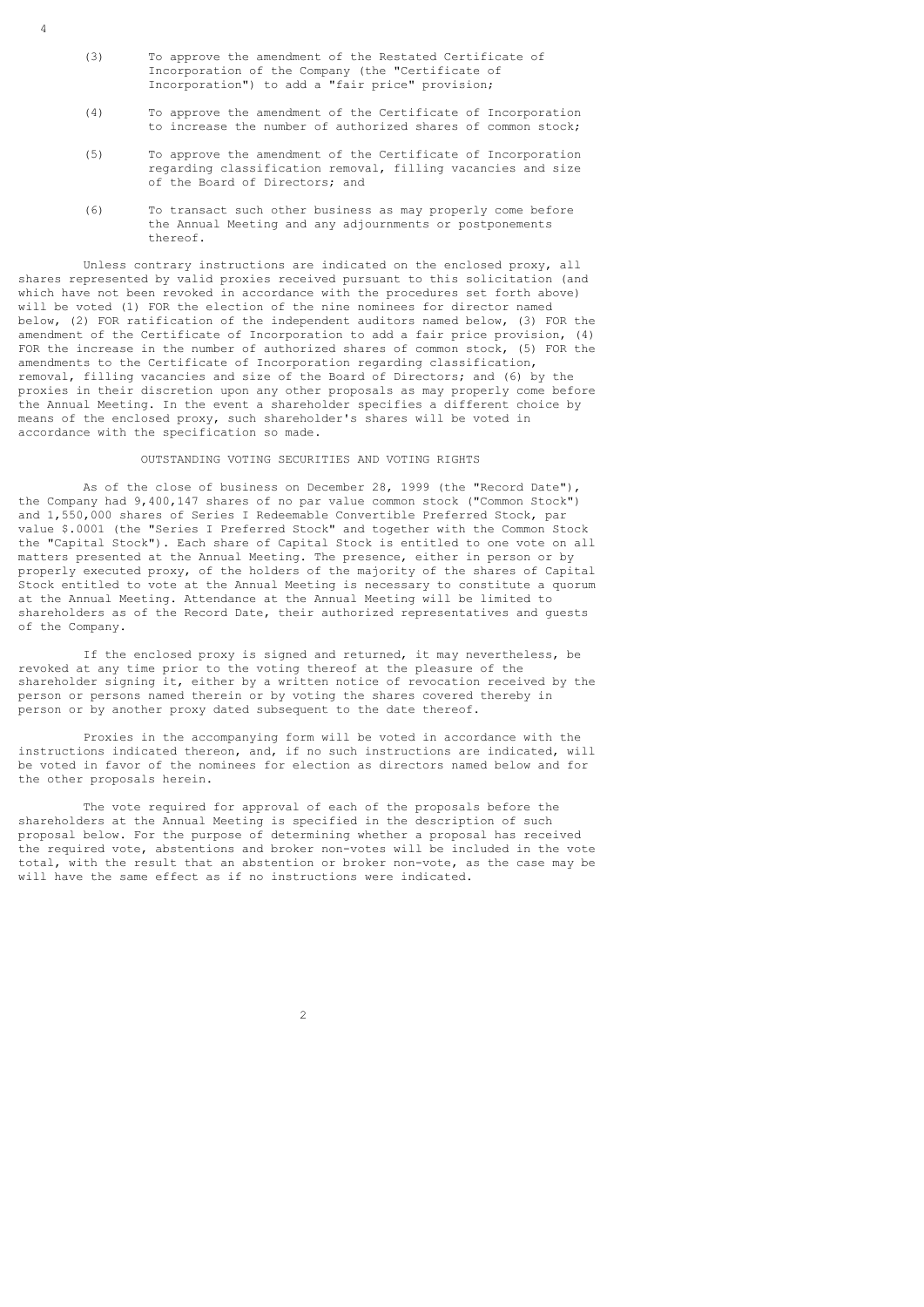(3) To approve the amendment of the Restated Certificate of Incorporation of the Company (the "Certificate of Incorporation") to add a "fair price" provision;

(4) To approve the amendment of the Certificate of Incorporation to increase the number of authorized shares of common stock;

(5) To approve the amendment of the Certificate of Incorporation regarding classification removal, filling vacancies and size of the Board of Directors; and

(6) To transact such other business as may properly come before the Annual Meeting and any adjournments or postponements thereof.

Unless contrary instructions are indicated on the enclosed proxy, all shares represented by valid proxies received pursuant to this solicitation (and which have not been revoked in accordance with the procedures set forth above) will be voted (1) FOR the election of the nine nominees for director named below, (2) FOR ratification of the independent auditors named below, (3) FOR the amendment of the Certificate of Incorporation to add a fair price provision, (4) FOR the increase in the number of authorized shares of common stock, (5) FOR the amendments to the Certificate of Incorporation regarding classification, removal, filling vacancies and size of the Board of Directors; and (6) by the proxies in their discretion upon any other proposals as may properly come before the Annual Meeting. In the event a shareholder specifies a different choice by means of the enclosed proxy, such shareholder's shares will be voted in accordance with the specification so made.

## OUTSTANDING VOTING SECURITIES AND VOTING RIGHTS

As of the close of business on December 28, 1999 (the "Record Date"), the Company had 9,400,147 shares of no par value common stock ("Common Stock") and 1,550,000 shares of Series I Redeemable Convertible Preferred Stock, par value $.0001 (the "Series I Preferred Stock" and together with the Common Stock the "Capital Stock"). Each share of Capital Stock is entitled to one vote on all matters presented at the Annual Meeting. The presence, either in person or by properly executed proxy, of the holders of the majority of the shares of Capital Stock entitled to vote at the Annual Meeting is necessary to constitute a quorum at the Annual Meeting. Attendance at the Annual Meeting will be limited to shareholders as of the Record Date, their authorized representatives and guests of the Company.

If the enclosed proxy is signed and returned, it may nevertheless, be revoked at any time prior to the voting thereof at the pleasure of the shareholder signing it, either by a written notice of revocation received by the person or persons named therein or by voting the shares covered thereby in person or by another proxy dated subsequent to the date thereof.

Proxies in the accompanying form will be voted in accordance with the instructions indicated thereon, and, if no such instructions are indicated, will be voted in favor of the nominees for election as directors named below and for the other proposals herein.

The vote required for approval of each of the proposals before the shareholders at the Annual Meeting is specified in the description of such proposal below. For the purpose of determining whether a proposal has received the required vote, abstentions and broker non-votes will be included in the vote total, with the result that an abstention or broker non-vote, as the case may be will have the same effect as if no instructions were indicated.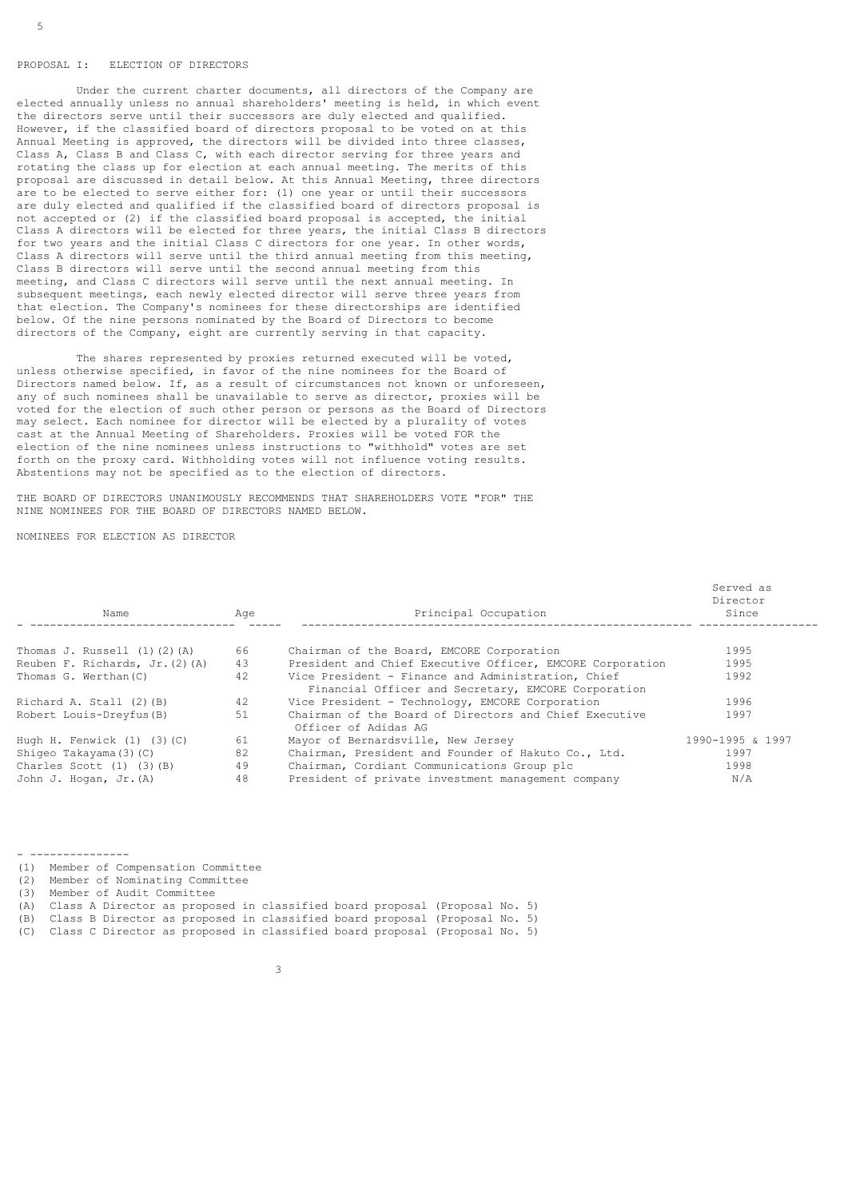PROPOSAL I: ELECTION OF DIRECTORS

Under the current charter documents, all directors of the Company are elected annually unless no annual shareholders' meeting is held, in which event the directors serve until their successors are duly elected and qualified. However, if the classified board of directors proposal to be voted on at this Annual Meeting is approved, the directors will be divided into three classes, Class A, Class B and Class C, with each director serving for three years and rotating the class up for election at each annual meeting. The merits of this proposal are discussed in detail below. At this Annual Meeting, three directors are to be elected to serve either for: (1) one year or until their successors are duly elected and qualified if the classified board of directors proposal is not accepted or (2) if the classified board proposal is accepted, the initial Class A directors will be elected for three years, the initial Class B directors for two years and the initial Class C directors for one year. In other words, Class A directors will serve until the third annual meeting from this meeting, Class B directors will serve until the second annual meeting from this meeting, and Class C directors will serve until the next annual meeting. In subsequent meetings, each newly elected director will serve three years from that election. The Company's nominees for these directorships are identified below. Of the nine persons nominated by the Board of Directors to become directors of the Company, eight are currently serving in that capacity.

The shares represented by proxies returned executed will be voted, unless otherwise specified, in favor of the nine nominees for the Board of Directors named below. If, as a result of circumstances not known or unforeseen, any of such nominees shall be unavailable to serve as director, proxies will be voted for the election of such other person or persons as the Board of Directors may select. Each nominee for director will be elected by a plurality of votes cast at the Annual Meeting of Shareholders. Proxies will be voted FOR the election of the nine nominees unless instructions to "withhold" votes are set forth on the proxy card. Withholding votes will not influence voting results. Abstentions may not be specified as to the election of directors.

THE BOARD OF DIRECTORS UNANIMOUSLY RECOMMENDS THAT SHAREHOLDERS VOTE "FOR" THE NINE NOMINEES FOR THE BOARD OF DIRECTORS NAMED BELOW.

NOMINEES FOR ELECTION AS DIRECTOR

| Name | Age | Principal Occupation | Served as Director Since |
|---|---|---|---|
| Thomas J. Russell (1)(2)(A) | 66 | Chairman of the Board, EMCORE Corporation | 1995 |
| Reuben F. Richards, Jr.(2)(A) | 43 | President and Chief Executive Officer, EMCORE Corporation | 1995 |
| Thomas G. Werthan(C) | 42 | Vice President - Finance and Administration, Chief Financial Officer and Secretary, EMCORE Corporation | 1992 |
| Richard A. Stall (2)(B) | 42 | Vice President - Technology, EMCORE Corporation | 1996 |
| Robert Louis-Dreyfus(B) | 51 | Chairman of the Board of Directors and Chief Executive Officer of Adidas AG | 1997 |
| Hugh H. Fenwick (1) (3)(C) | 61 | Mayor of Bernardsville, New Jersey | 1990-1995 & 1997 |
| Shigeo Takayama(3)(C) | 82 | Chairman, President and Founder of Hakuto Co., Ltd. | 1997 |
| Charles Scott (1) (3)(B) | 49 | Chairman, Cordiant Communications Group plc | 1998 |
| John J. Hogan, Jr.(A) | 48 | President of private investment management company | N/A |

- ---------------

(1) Member of Compensation Committee
(2) Member of Nominating Committee
(3) Member of Audit Committee
(A) Class A Director as proposed in classified board proposal (Proposal No. 5)
(B) Class B Director as proposed in classified board proposal (Proposal No. 5)
(C) Class C Director as proposed in classified board proposal (Proposal No. 5)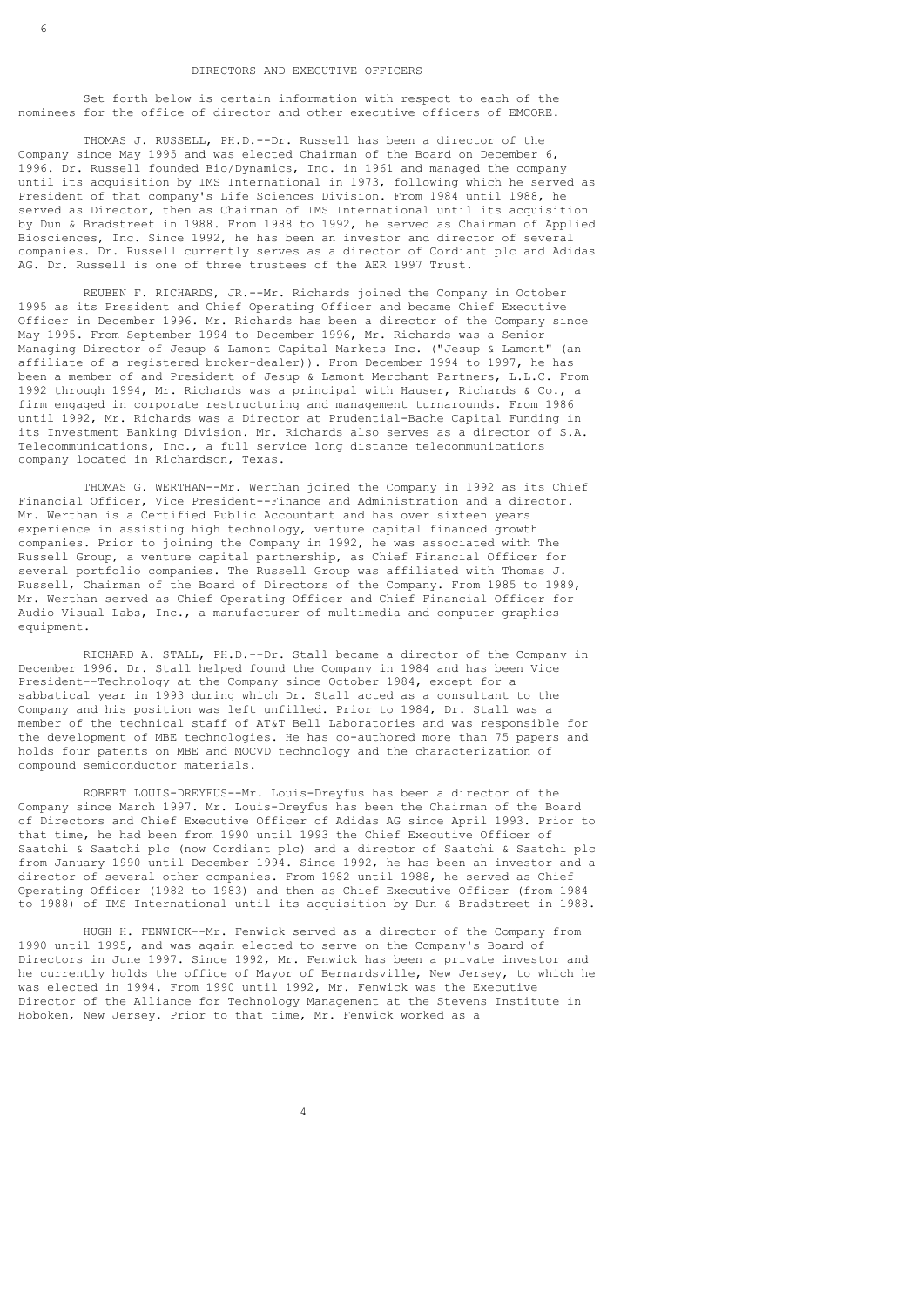## DIRECTORS AND EXECUTIVE OFFICERS

Set forth below is certain information with respect to each of the nominees for the office of director and other executive officers of EMCORE.

THOMAS J. RUSSELL, PH.D.--Dr. Russell has been a director of the Company since May 1995 and was elected Chairman of the Board on December 6, 1996. Dr. Russell founded Bio/Dynamics, Inc. in 1961 and managed the company until its acquisition by IMS International in 1973, following which he served as President of that company's Life Sciences Division. From 1984 until 1988, he served as Director, then as Chairman of IMS International until its acquisition by Dun & Bradstreet in 1988. From 1988 to 1992, he served as Chairman of Applied Biosciences, Inc. Since 1992, he has been an investor and director of several companies. Dr. Russell currently serves as a director of Cordiant plc and Adidas AG. Dr. Russell is one of three trustees of the AER 1997 Trust.

REUBEN F. RICHARDS, JR.--Mr. Richards joined the Company in October 1995 as its President and Chief Operating Officer and became Chief Executive Officer in December 1996. Mr. Richards has been a director of the Company since May 1995. From September 1994 to December 1996, Mr. Richards was a Senior Managing Director of Jesup & Lamont Capital Markets Inc. ("Jesup & Lamont" (an affiliate of a registered broker-dealer)). From December 1994 to 1997, he has been a member of and President of Jesup & Lamont Merchant Partners, L.L.C. From 1992 through 1994, Mr. Richards was a principal with Hauser, Richards & Co., a firm engaged in corporate restructuring and management turnarounds. From 1986 until 1992, Mr. Richards was a Director at Prudential-Bache Capital Funding in its Investment Banking Division. Mr. Richards also serves as a director of S.A. Telecommunications, Inc., a full service long distance telecommunications company located in Richardson, Texas.

THOMAS G. WERTHAN--Mr. Werthan joined the Company in 1992 as its Chief Financial Officer, Vice President--Finance and Administration and a director. Mr. Werthan is a Certified Public Accountant and has over sixteen years experience in assisting high technology, venture capital financed growth companies. Prior to joining the Company in 1992, he was associated with The Russell Group, a venture capital partnership, as Chief Financial Officer for several portfolio companies. The Russell Group was affiliated with Thomas J. Russell, Chairman of the Board of Directors of the Company. From 1985 to 1989, Mr. Werthan served as Chief Operating Officer and Chief Financial Officer for Audio Visual Labs, Inc., a manufacturer of multimedia and computer graphics equipment.

RICHARD A. STALL, PH.D.--Dr. Stall became a director of the Company in December 1996. Dr. Stall helped found the Company in 1984 and has been Vice President--Technology at the Company since October 1984, except for a sabbatical year in 1993 during which Dr. Stall acted as a consultant to the Company and his position was left unfilled. Prior to 1984, Dr. Stall was a member of the technical staff of AT&T Bell Laboratories and was responsible for the development of MBE technologies. He has co-authored more than 75 papers and holds four patents on MBE and MOCVD technology and the characterization of compound semiconductor materials.

ROBERT LOUIS-DREYFUS--Mr. Louis-Dreyfus has been a director of the Company since March 1997. Mr. Louis-Dreyfus has been the Chairman of the Board of Directors and Chief Executive Officer of Adidas AG since April 1993. Prior to that time, he had been from 1990 until 1993 the Chief Executive Officer of Saatchi & Saatchi plc (now Cordiant plc) and a director of Saatchi & Saatchi plc from January 1990 until December 1994. Since 1992, he has been an investor and a director of several other companies. From 1982 until 1988, he served as Chief Operating Officer (1982 to 1983) and then as Chief Executive Officer (from 1984 to 1988) of IMS International until its acquisition by Dun & Bradstreet in 1988.

HUGH H. FENWICK--Mr. Fenwick served as a director of the Company from 1990 until 1995, and was again elected to serve on the Company's Board of Directors in June 1997. Since 1992, Mr. Fenwick has been a private investor and he currently holds the office of Mayor of Bernardsville, New Jersey, to which he was elected in 1994. From 1990 until 1992, Mr. Fenwick was the Executive Director of the Alliance for Technology Management at the Stevens Institute in Hoboken, New Jersey. Prior to that time, Mr. Fenwick worked as a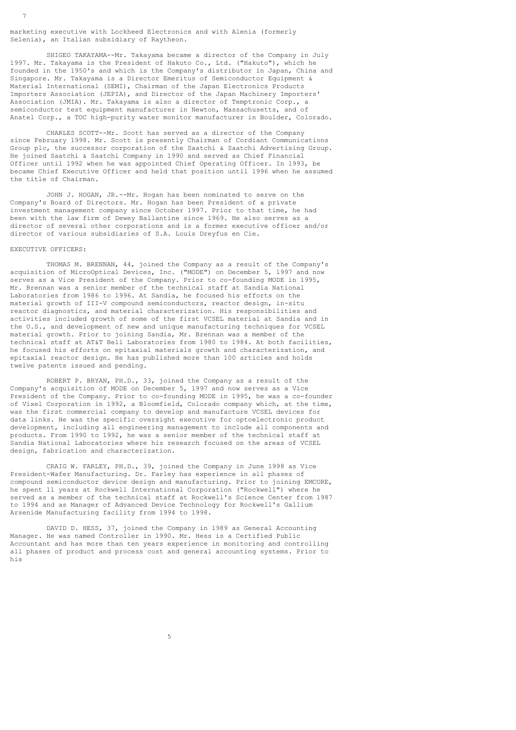marketing executive with Lockheed Electronics and with Alenia (formerly Selenia), an Italian subsidiary of Raytheon.

SHIGEO TAKAYAMA--Mr. Takayama became a director of the Company in July 1997. Mr. Takayama is the President of Hakuto Co., Ltd. ("Hakuto"), which he founded in the 1950's and which is the Company's distributor in Japan, China and Singapore. Mr. Takayama is a Director Emeritus of Semiconductor Equipment & Material International (SEMI), Chairman of the Japan Electronics Products Importers Association (JEPIA), and Director of the Japan Machinery Importers' Association (JMIA). Mr. Takayama is also a director of Temptronic Corp., a semiconductor test equipment manufacturer in Newton, Massachusetts, and of Anatel Corp., a TOC high-purity water monitor manufacturer in Boulder, Colorado.

CHARLES SCOTT--Mr. Scott has served as a director of the Company since February 1998. Mr. Scott is presently Chairman of Cordiant Communications Group plc, the successor corporation of the Saatchi & Saatchi Advertising Group. He joined Saatchi & Saatchi Company in 1990 and served as Chief Financial Officer until 1992 when he was appointed Chief Operating Officer. In 1993, be became Chief Executive Officer and held that position until 1996 when he assumed the title of Chairman.

JOHN J. HOGAN, JR.--Mr. Hogan has been nominated to serve on the Company's Board of Directors. Mr. Hogan has been President of a private investment management company since October 1997. Prior to that time, he had been with the law firm of Dewey Ballantine since 1969. He also serves as a director of several other corporations and is a former executive officer and/or director of various subsidiaries of S.A. Louis Dreyfus en Cie.

EXECUTIVE OFFICERS:

THOMAS M. BRENNAN, 44, joined the Company as a result of the Company's acquisition of MicroOptical Devices, Inc. ("MODE") on December 5, 1997 and now serves as a Vice President of the Company. Prior to co-founding MODE in 1995, Mr. Brennan was a senior member of the technical staff at Sandia National Laboratories from 1986 to 1996. At Sandia, he focused his efforts on the material growth of III-V compound semiconductors, reactor design, in-situ reactor diagnostics, and material characterization. His responsibilities and activities included growth of some of the first VCSEL material at Sandia and in the U.S., and development of new and unique manufacturing techniques for VCSEL material growth. Prior to joining Sandia, Mr. Brennan was a member of the technical staff at AT&T Bell Laboratories from 1980 to 1984. At both facilities, he focused his efforts on epitaxial materials growth and characterization, and epitaxial reactor design. He has published more than 100 articles and holds twelve patents issued and pending.

ROBERT P. BRYAN, PH.D., 33, joined the Company as a result of the Company's acquisition of MODE on December 5, 1997 and now serves as a Vice President of the Company. Prior to co-founding MODE in 1995, he was a co-founder of Vixel Corporation in 1992, a Bloomfield, Colorado company which, at the time, was the first commercial company to develop and manufacture VCSEL devices for data links. He was the specific oversight executive for optoelectronic product development, including all engineering management to include all components and products. From 1990 to 1992, he was a senior member of the technical staff at Sandia National Laboratories where his research focused on the areas of VCSEL design, fabrication and characterization.

CRAIG W. FARLEY, PH.D., 39, joined the Company in June 1998 as Vice President-Wafer Manufacturing. Dr. Farley has experience in all phases of compound semiconductor device design and manufacturing. Prior to joining EMCORE, he spent 11 years at Rockwell International Corporation ("Rockwell") where he served as a member of the technical staff at Rockwell's Science Center from 1987 to 1994 and as Manager of Advanced Device Technology for Rockwell's Gallium Arsenide Manufacturing facility from 1994 to 1998.

DAVID D. HESS, 37, joined the Company in 1989 as General Accounting Manager. He was named Controller in 1990. Mr. Hess is a Certified Public Accountant and has more than ten years experience in monitoring and controlling all phases of product and process cost and general accounting systems. Prior to his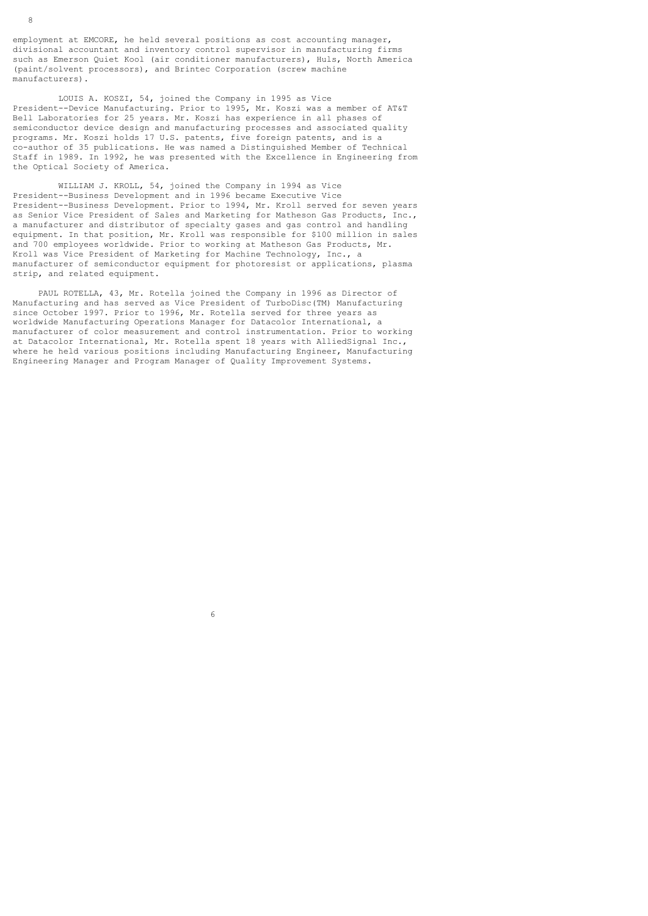employment at EMCORE, he held several positions as cost accounting manager, divisional accountant and inventory control supervisor in manufacturing firms such as Emerson Quiet Kool (air conditioner manufacturers), Huls, North America (paint/solvent processors), and Brintec Corporation (screw machine manufacturers).

LOUIS A. KOSZI, 54, joined the Company in 1995 as Vice President--Device Manufacturing. Prior to 1995, Mr. Koszi was a member of AT&T Bell Laboratories for 25 years. Mr. Koszi has experience in all phases of semiconductor device design and manufacturing processes and associated quality programs. Mr. Koszi holds 17 U.S. patents, five foreign patents, and is a co-author of 35 publications. He was named a Distinguished Member of Technical Staff in 1989. In 1992, he was presented with the Excellence in Engineering from the Optical Society of America.

WILLIAM J. KROLL, 54, joined the Company in 1994 as Vice President--Business Development and in 1996 became Executive Vice President--Business Development. Prior to 1994, Mr. Kroll served for seven years as Senior Vice President of Sales and Marketing for Matheson Gas Products, Inc., a manufacturer and distributor of specialty gases and gas control and handling equipment. In that position, Mr. Kroll was responsible for $100 million in sales and 700 employees worldwide. Prior to working at Matheson Gas Products, Mr. Kroll was Vice President of Marketing for Machine Technology, Inc., a manufacturer of semiconductor equipment for photoresist or applications, plasma strip, and related equipment.

PAUL ROTELLA, 43, Mr. Rotella joined the Company in 1996 as Director of Manufacturing and has served as Vice President of TurboDisc(TM) Manufacturing since October 1997. Prior to 1996, Mr. Rotella served for three years as worldwide Manufacturing Operations Manager for Datacolor International, a manufacturer of color measurement and control instrumentation. Prior to working at Datacolor International, Mr. Rotella spent 18 years with AlliedSignal Inc., where he held various positions including Manufacturing Engineer, Manufacturing Engineering Manager and Program Manager of Quality Improvement Systems.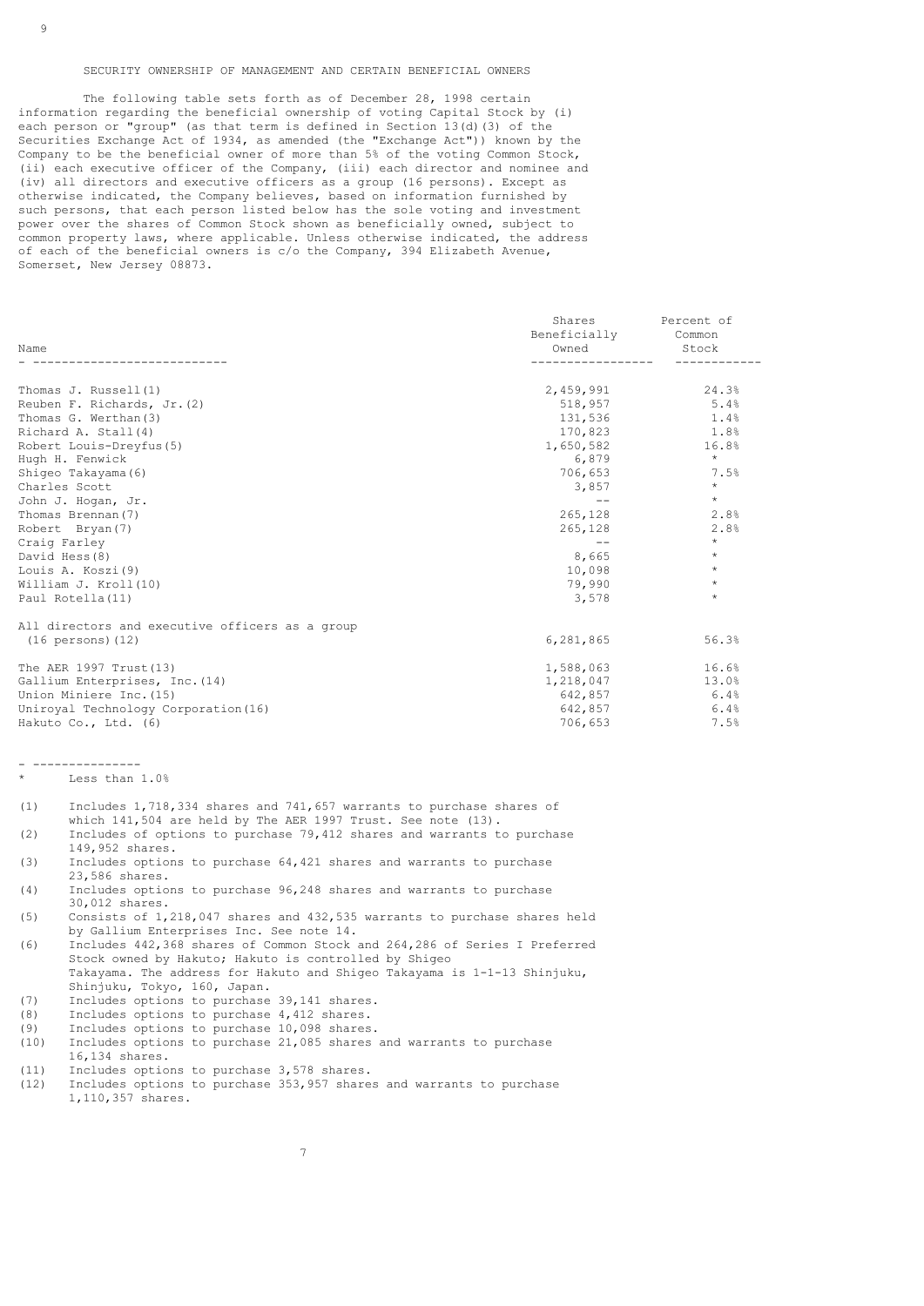## SECURITY OWNERSHIP OF MANAGEMENT AND CERTAIN BENEFICIAL OWNERS

The following table sets forth as of December 28, 1998 certain information regarding the beneficial ownership of voting Capital Stock by (i) each person or "group" (as that term is defined in Section 13(d)(3) of the Securities Exchange Act of 1934, as amended (the "Exchange Act")) known by the Company to be the beneficial owner of more than 5% of the voting Common Stock, (ii) each executive officer of the Company, (iii) each director and nominee and (iv) all directors and executive officers as a group (16 persons). Except as otherwise indicated, the Company believes, based on information furnished by such persons, that each person listed below has the sole voting and investment power over the shares of Common Stock shown as beneficially owned, subject to common property laws, where applicable. Unless otherwise indicated, the address of each of the beneficial owners is c/o the Company, 394 Elizabeth Avenue, Somerset, New Jersey 08873.

| Name | Shares Beneficially Owned | Percent of Common Stock |
|---|---|---|
| Thomas J. Russell(1) | 2,459,991 | 24.3% |
| Reuben F. Richards, Jr.(2) | 518,957 | 5.4% |
| Thomas G. Werthan(3) | 131,536 | 1.4% |
| Richard A. Stall(4) | 170,823 | 1.8% |
| Robert Louis-Dreyfus(5) | 1,650,582 | 16.8% |
| Hugh H. Fenwick | 6,879 | * |
| Shigeo Takayama(6) | 706,653 | 7.5% |
| Charles Scott | 3,857 | * |
| John J. Hogan, Jr. | -- | * |
| Thomas Brennan(7) | 265,128 | 2.8% |
| Robert Bryan(7) | 265,128 | 2.8% |
| Craig Farley | -- | * |
| David Hess(8) | 8,665 | * |
| Louis A. Koszi(9) | 10,098 | * |
| William J. Kroll(10) | 79,990 | * |
| Paul Rotella(11) | 3,578 | * |
| All directors and executive officers as a group (16 persons)(12) | 6,281,865 | 56.3% |
| The AER 1997 Trust(13) | 1,588,063 | 16.6% |
| Gallium Enterprises, Inc.(14) | 1,218,047 | 13.0% |
| Union Miniere Inc.(15) | 642,857 | 6.4% |
| Uniroyal Technology Corporation(16) | 642,857 | 6.4% |
| Hakuto Co., Ltd. (6) | 706,653 | 7.5% |

---

\* Less than 1.0%

(1) Includes 1,718,334 shares and 741,657 warrants to purchase shares of which 141,504 are held by The AER 1997 Trust. See note (13).

(2) Includes of options to purchase 79,412 shares and warrants to purchase 149,952 shares.

(3) Includes options to purchase 64,421 shares and warrants to purchase 23,586 shares.

(4) Includes options to purchase 96,248 shares and warrants to purchase 30,012 shares.

(5) Consists of 1,218,047 shares and 432,535 warrants to purchase shares held by Gallium Enterprises Inc. See note 14.

(6) Includes 442,368 shares of Common Stock and 264,286 of Series I Preferred Stock owned by Hakuto; Hakuto is controlled by Shigeo Takayama. The address for Hakuto and Shigeo Takayama is 1-1-13 Shinjuku, Shinjuku, Tokyo, 160, Japan.

(7) Includes options to purchase 39,141 shares.

(8) Includes options to purchase 4,412 shares.

(9) Includes options to purchase 10,098 shares.

(10) Includes options to purchase 21,085 shares and warrants to purchase 16,134 shares.

(11) Includes options to purchase 3,578 shares.

(12) Includes options to purchase 353,957 shares and warrants to purchase 1,110,357 shares.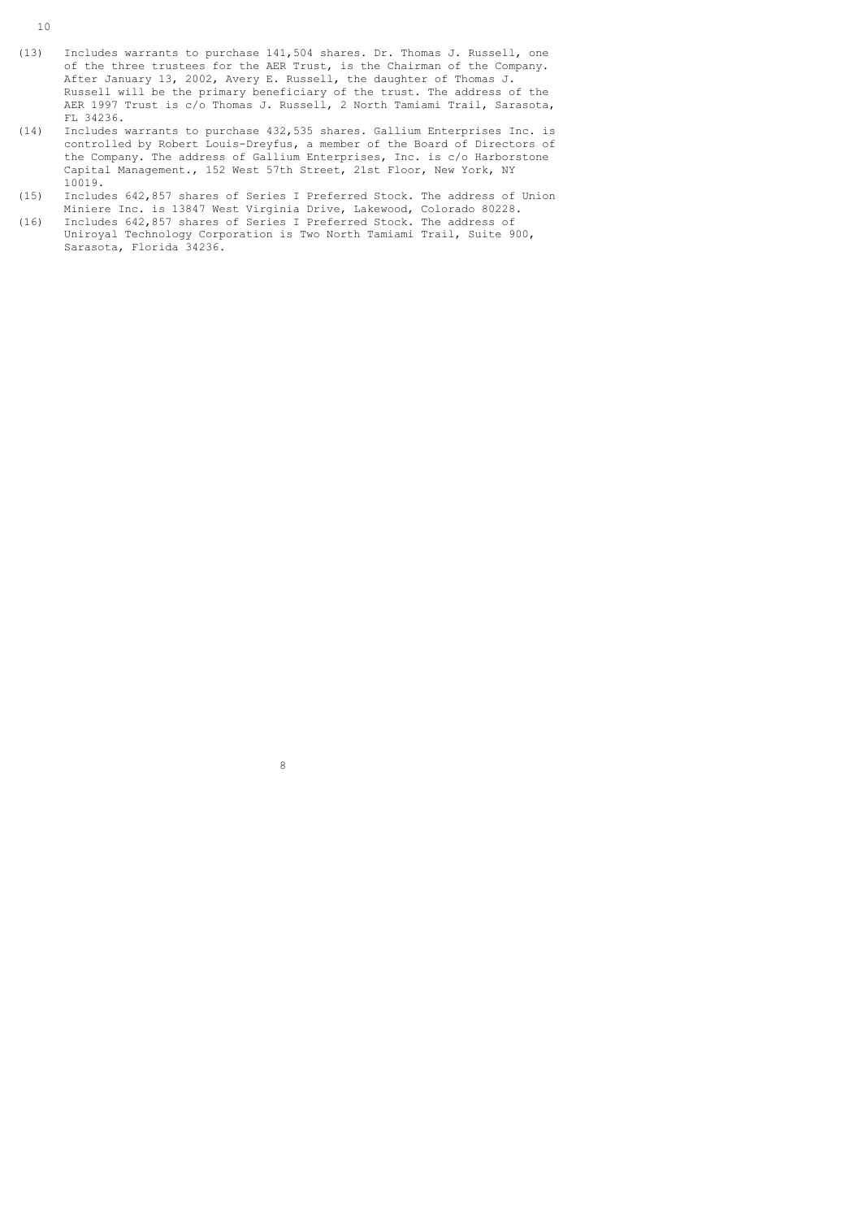(13) Includes warrants to purchase 141,504 shares. Dr. Thomas J. Russell, one of the three trustees for the AER Trust, is the Chairman of the Company. After January 13, 2002, Avery E. Russell, the daughter of Thomas J. Russell will be the primary beneficiary of the trust. The address of the AER 1997 Trust is c/o Thomas J. Russell, 2 North Tamiami Trail, Sarasota, FL 34236.

(14) Includes warrants to purchase 432,535 shares. Gallium Enterprises Inc. is controlled by Robert Louis-Dreyfus, a member of the Board of Directors of the Company. The address of Gallium Enterprises, Inc. is c/o Harborstone Capital Management., 152 West 57th Street, 21st Floor, New York, NY 10019.

(15) Includes 642,857 shares of Series I Preferred Stock. The address of Union Miniere Inc. is 13847 West Virginia Drive, Lakewood, Colorado 80228.

(16) Includes 642,857 shares of Series I Preferred Stock. The address of Uniroyal Technology Corporation is Two North Tamiami Trail, Suite 900, Sarasota, Florida 34236.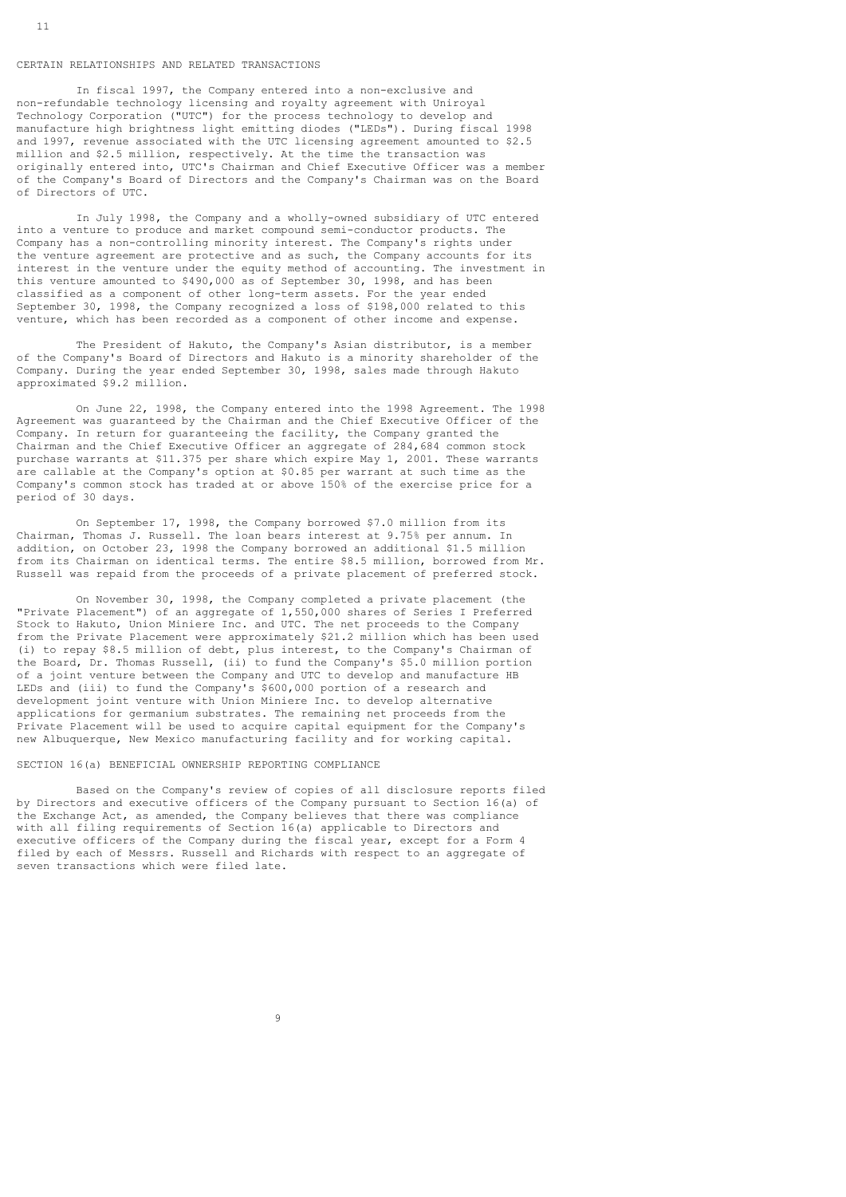## CERTAIN RELATIONSHIPS AND RELATED TRANSACTIONS

In fiscal 1997, the Company entered into a non-exclusive and non-refundable technology licensing and royalty agreement with Uniroyal Technology Corporation ("UTC") for the process technology to develop and manufacture high brightness light emitting diodes ("LEDs"). During fiscal 1998 and 1997, revenue associated with the UTC licensing agreement amounted to $2.5 million and $2.5 million, respectively. At the time the transaction was originally entered into, UTC's Chairman and Chief Executive Officer was a member of the Company's Board of Directors and the Company's Chairman was on the Board of Directors of UTC.

In July 1998, the Company and a wholly-owned subsidiary of UTC entered into a venture to produce and market compound semi-conductor products. The Company has a non-controlling minority interest. The Company's rights under the venture agreement are protective and as such, the Company accounts for its interest in the venture under the equity method of accounting. The investment in this venture amounted to $490,000 as of September 30, 1998, and has been classified as a component of other long-term assets. For the year ended September 30, 1998, the Company recognized a loss of $198,000 related to this venture, which has been recorded as a component of other income and expense.

The President of Hakuto, the Company's Asian distributor, is a member of the Company's Board of Directors and Hakuto is a minority shareholder of the Company. During the year ended September 30, 1998, sales made through Hakuto approximated $9.2 million.

On June 22, 1998, the Company entered into the 1998 Agreement. The 1998 Agreement was guaranteed by the Chairman and the Chief Executive Officer of the Company. In return for guaranteeing the facility, the Company granted the Chairman and the Chief Executive Officer an aggregate of 284,684 common stock purchase warrants at $11.375 per share which expire May 1, 2001. These warrants are callable at the Company's option at $0.85 per warrant at such time as the Company's common stock has traded at or above 150% of the exercise price for a period of 30 days.

On September 17, 1998, the Company borrowed $7.0 million from its Chairman, Thomas J. Russell. The loan bears interest at 9.75% per annum. In addition, on October 23, 1998 the Company borrowed an additional $1.5 million from its Chairman on identical terms. The entire $8.5 million, borrowed from Mr. Russell was repaid from the proceeds of a private placement of preferred stock.

On November 30, 1998, the Company completed a private placement (the "Private Placement") of an aggregate of 1,550,000 shares of Series I Preferred Stock to Hakuto, Union Miniere Inc. and UTC. The net proceeds to the Company from the Private Placement were approximately $21.2 million which has been used (i) to repay $8.5 million of debt, plus interest, to the Company's Chairman of the Board, Dr. Thomas Russell, (ii) to fund the Company's $5.0 million portion of a joint venture between the Company and UTC to develop and manufacture HB LEDs and (iii) to fund the Company's $600,000 portion of a research and development joint venture with Union Miniere Inc. to develop alternative applications for germanium substrates. The remaining net proceeds from the Private Placement will be used to acquire capital equipment for the Company's new Albuquerque, New Mexico manufacturing facility and for working capital.

## SECTION 16(a) BENEFICIAL OWNERSHIP REPORTING COMPLIANCE

Based on the Company's review of copies of all disclosure reports filed by Directors and executive officers of the Company pursuant to Section 16(a) of the Exchange Act, as amended, the Company believes that there was compliance with all filing requirements of Section 16(a) applicable to Directors and executive officers of the Company during the fiscal year, except for a Form 4 filed by each of Messrs. Russell and Richards with respect to an aggregate of seven transactions which were filed late.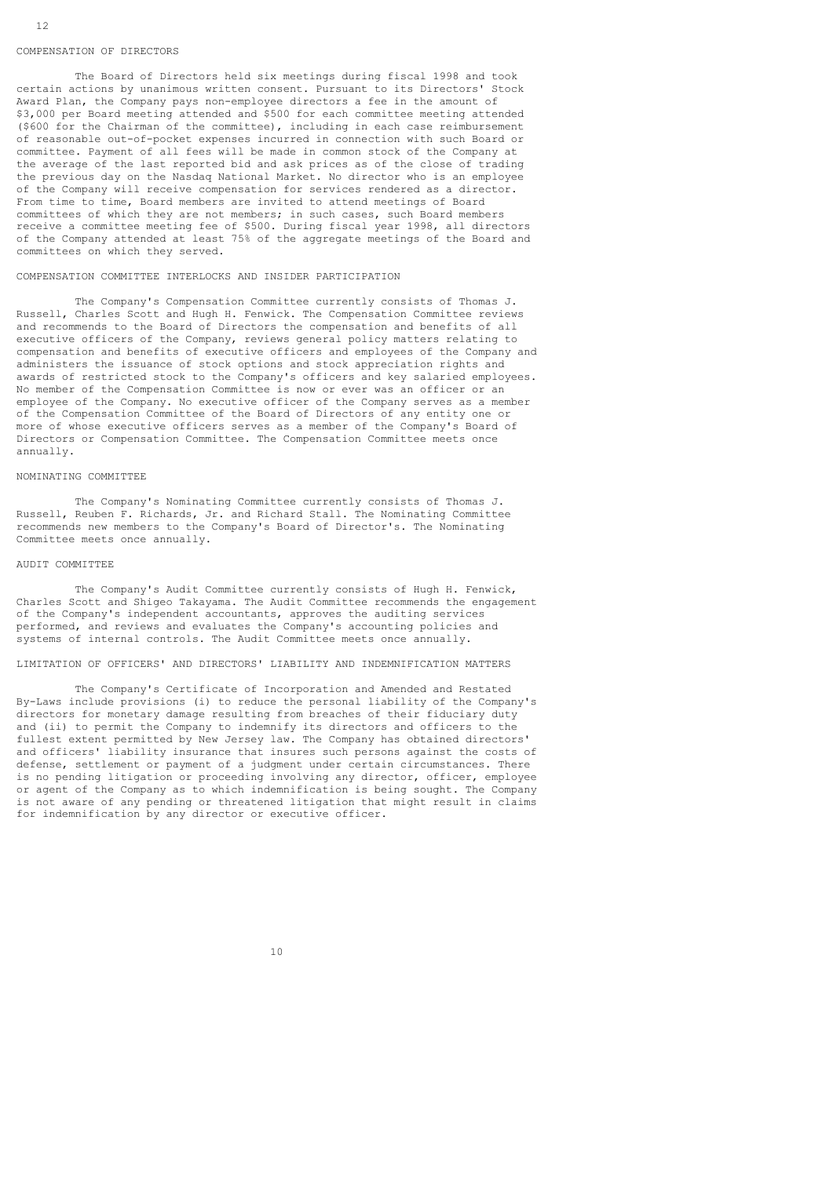## COMPENSATION OF DIRECTORS

The Board of Directors held six meetings during fiscal 1998 and took certain actions by unanimous written consent. Pursuant to its Directors' Stock Award Plan, the Company pays non-employee directors a fee in the amount of $3,000 per Board meeting attended and $500 for each committee meeting attended ($600 for the Chairman of the committee), including in each case reimbursement of reasonable out-of-pocket expenses incurred in connection with such Board or committee. Payment of all fees will be made in common stock of the Company at the average of the last reported bid and ask prices as of the close of trading the previous day on the Nasdaq National Market. No director who is an employee of the Company will receive compensation for services rendered as a director. From time to time, Board members are invited to attend meetings of Board committees of which they are not members; in such cases, such Board members receive a committee meeting fee of $500. During fiscal year 1998, all directors of the Company attended at least 75% of the aggregate meetings of the Board and committees on which they served.

## COMPENSATION COMMITTEE INTERLOCKS AND INSIDER PARTICIPATION

The Company's Compensation Committee currently consists of Thomas J. Russell, Charles Scott and Hugh H. Fenwick. The Compensation Committee reviews and recommends to the Board of Directors the compensation and benefits of all executive officers of the Company, reviews general policy matters relating to compensation and benefits of executive officers and employees of the Company and administers the issuance of stock options and stock appreciation rights and awards of restricted stock to the Company's officers and key salaried employees. No member of the Compensation Committee is now or ever was an officer or an employee of the Company. No executive officer of the Company serves as a member of the Compensation Committee of the Board of Directors of any entity one or more of whose executive officers serves as a member of the Company's Board of Directors or Compensation Committee. The Compensation Committee meets once annually.

## NOMINATING COMMITTEE

The Company's Nominating Committee currently consists of Thomas J. Russell, Reuben F. Richards, Jr. and Richard Stall. The Nominating Committee recommends new members to the Company's Board of Director's. The Nominating Committee meets once annually.

## AUDIT COMMITTEE

The Company's Audit Committee currently consists of Hugh H. Fenwick, Charles Scott and Shigeo Takayama. The Audit Committee recommends the engagement of the Company's independent accountants, approves the auditing services performed, and reviews and evaluates the Company's accounting policies and systems of internal controls. The Audit Committee meets once annually.

## LIMITATION OF OFFICERS' AND DIRECTORS' LIABILITY AND INDEMNIFICATION MATTERS

The Company's Certificate of Incorporation and Amended and Restated By-Laws include provisions (i) to reduce the personal liability of the Company's directors for monetary damage resulting from breaches of their fiduciary duty and (ii) to permit the Company to indemnify its directors and officers to the fullest extent permitted by New Jersey law. The Company has obtained directors' and officers' liability insurance that insures such persons against the costs of defense, settlement or payment of a judgment under certain circumstances. There is no pending litigation or proceeding involving any director, officer, employee or agent of the Company as to which indemnification is being sought. The Company is not aware of any pending or threatened litigation that might result in claims for indemnification by any director or executive officer.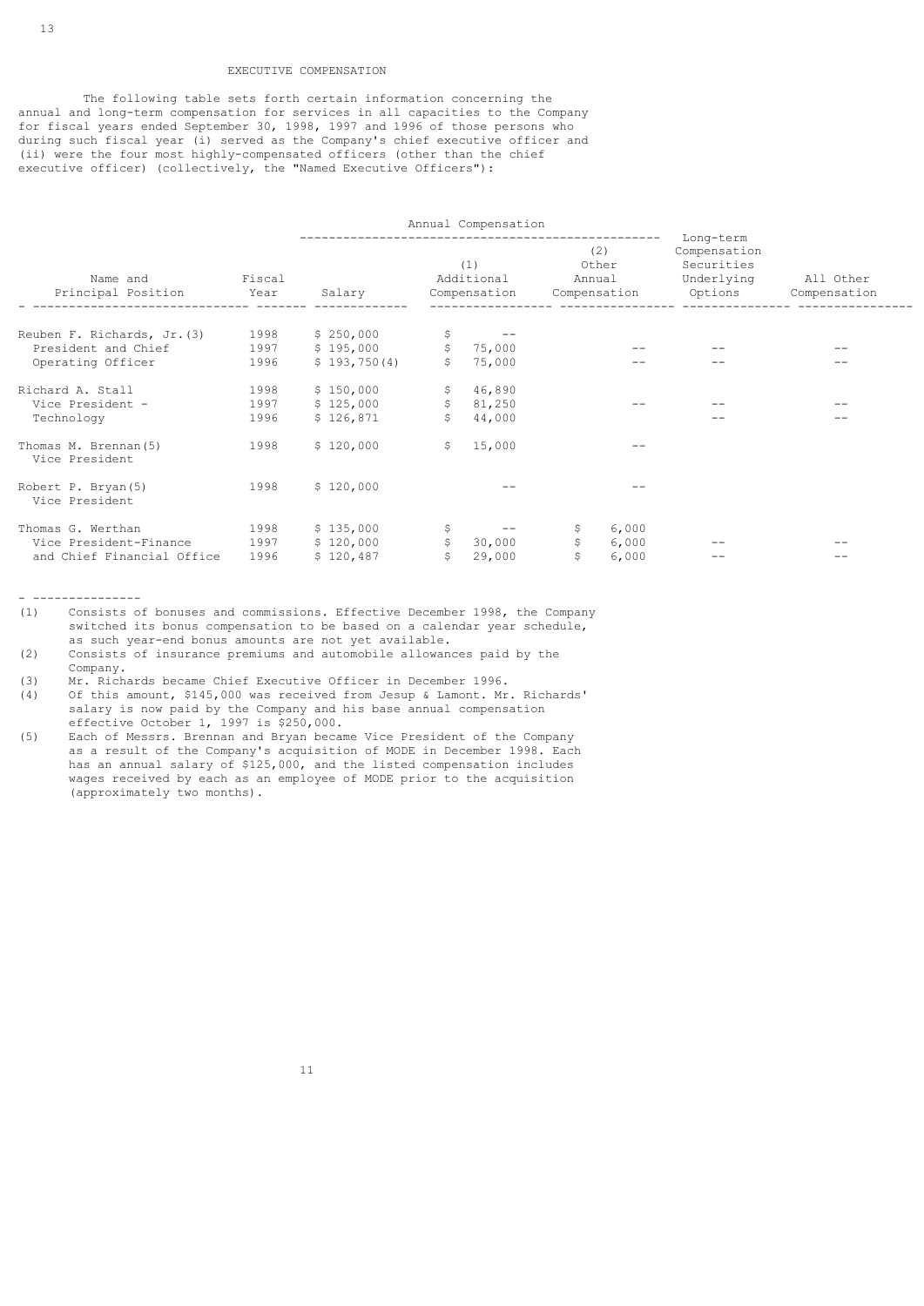# EXECUTIVE COMPENSATION

The following table sets forth certain information concerning the annual and long-term compensation for services in all capacities to the Company for fiscal years ended September 30, 1998, 1997 and 1996 of those persons who during such fiscal year (i) served as the Company's chief executive officer and (ii) were the four most highly-compensated officers (other than the chief executive officer) (collectively, the "Named Executive Officers"):

| Name and Principal Position | Fiscal Year | Annual Compensation | | | Long-term Compensation Securities Underlying Options | All Other Compensation |
|---|---|---|---|---|---|---|
| | | Salary | (1) Additional Compensation | (2) Other Annual Compensation | | |
| Reuben F. Richards, Jr.(3) | 1998 | $ 250,000 | $ -- | | | |
| President and Chief | 1997 | $ 195,000 | $ 75,000 | -- | -- | -- |
| Operating Officer | 1996 | $ 193,750(4) | $ 75,000 | -- | -- | -- |
| Richard A. Stall | 1998 | $ 150,000 | $ 46,890 | | | |
| Vice President - | 1997 | $ 125,000 | $ 81,250 | -- | -- | -- |
| Technology | 1996 | $ 126,871 | $ 44,000 | | -- | -- |
| Thomas M. Brennan(5) Vice President | 1998 | $ 120,000 | $ 15,000 | -- | | |
| Robert P. Bryan(5) Vice President | 1998 | $ 120,000 | -- | -- | | |
| Thomas G. Werthan | 1998 | $ 135,000 | $ -- | $ 6,000 | | |
| Vice President-Finance | 1997 | $ 120,000 | $ 30,000 | $ 6,000 | -- | -- |
| and Chief Financial Office | 1996 | $ 120,487 | $ 29,000 | $ 6,000 | -- | -- |

---

(1) Consists of bonuses and commissions. Effective December 1998, the Company switched its bonus compensation to be based on a calendar year schedule, as such year-end bonus amounts are not yet available.

(2) Consists of insurance premiums and automobile allowances paid by the Company.

(3) Mr. Richards became Chief Executive Officer in December 1996.

(4) Of this amount, $145,000 was received from Jesup & Lamont. Mr. Richards' salary is now paid by the Company and his base annual compensation effective October 1, 1997 is $250,000.

(5) Each of Messrs. Brennan and Bryan became Vice President of the Company as a result of the Company's acquisition of MODE in December 1998. Each has an annual salary of $125,000, and the listed compensation includes wages received by each as an employee of MODE prior to the acquisition (approximately two months).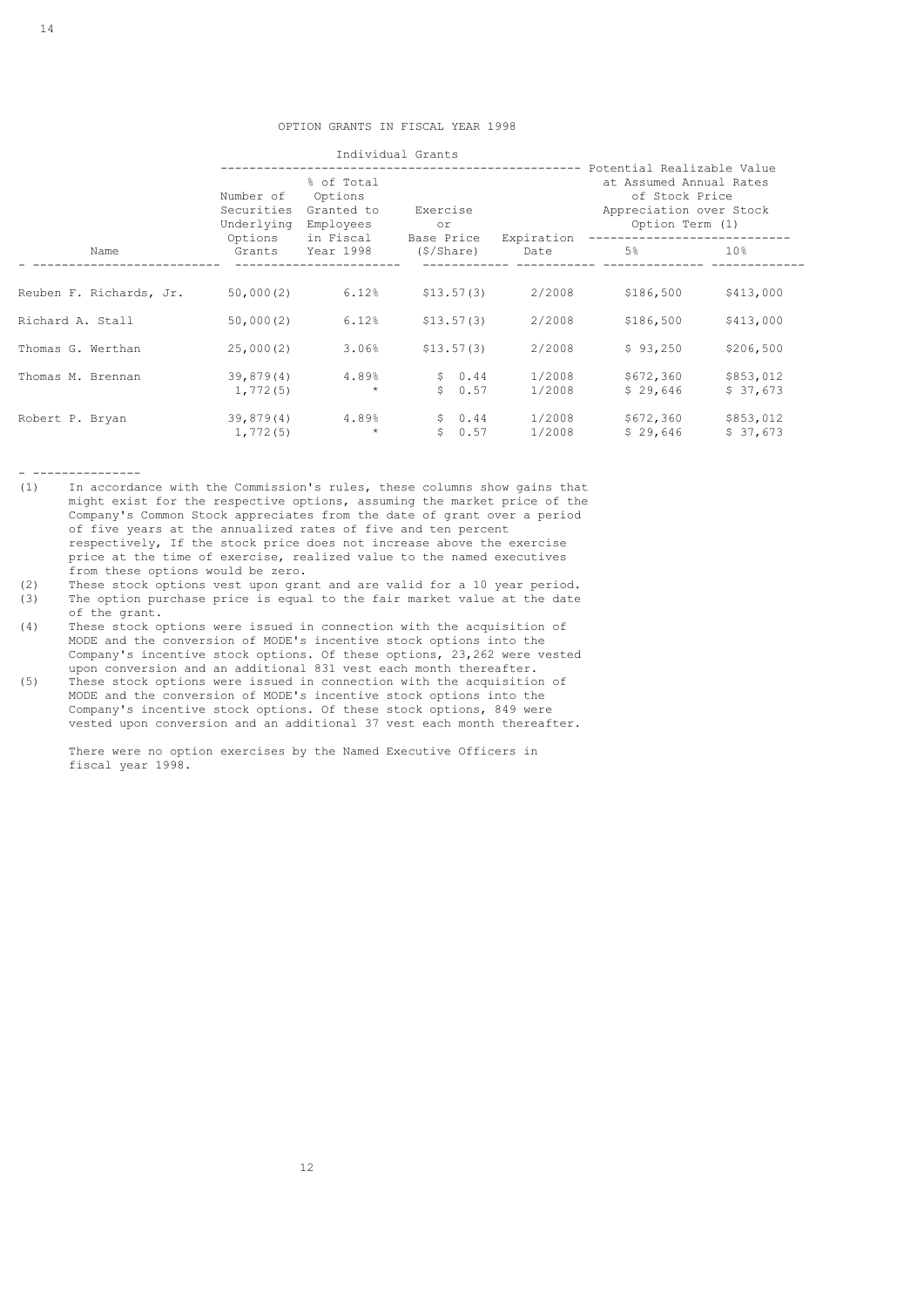## OPTION GRANTS IN FISCAL YEAR 1998

| | Individual Grants | | | | Potential Realizable Value at Assumed Annual Rates of Stock Price Appreciation over Stock Option Term (1) | |
|---|---|---|---|---|---|---|
| Name | Number of Securities Underlying Options Grants | % of Total Options Granted to Employees in Fiscal Year 1998 | Exercise or Base Price ($/Share) | Expiration Date | 5% | 10% |
| Reuben F. Richards, Jr. | 50,000(2) | 6.12% | $13.57(3) | 2/2008 | $186,500 | $413,000 |
| Richard A. Stall | 50,000(2) | 6.12% | $13.57(3) | 2/2008 | $186,500 | $413,000 |
| Thomas G. Werthan | 25,000(2) | 3.06% | $13.57(3) | 2/2008 | $ 93,250 | $206,500 |
| Thomas M. Brennan | 39,879(4) | 4.89% | $ 0.44 | 1/2008 | $672,360 | $853,012 |
| | 1,772(5) | * | $ 0.57 | 1/2008 | $ 29,646 | $ 37,673 |
| Robert P. Bryan | 39,879(4) | 4.89% | $ 0.44 | 1/2008 | $672,360 | $853,012 |
| | 1,772(5) | * | $ 0.57 | 1/2008 | $ 29,646 | $ 37,673 |

---

(1) In accordance with the Commission's rules, these columns show gains that might exist for the respective options, assuming the market price of the Company's Common Stock appreciates from the date of grant over a period of five years at the annualized rates of five and ten percent respectively, If the stock price does not increase above the exercise price at the time of exercise, realized value to the named executives from these options would be zero.

(2) These stock options vest upon grant and are valid for a 10 year period.

(3) The option purchase price is equal to the fair market value at the date of the grant.

(4) These stock options were issued in connection with the acquisition of MODE and the conversion of MODE's incentive stock options into the Company's incentive stock options. Of these options, 23,262 were vested upon conversion and an additional 831 vest each month thereafter.

(5) These stock options were issued in connection with the acquisition of MODE and the conversion of MODE's incentive stock options into the Company's incentive stock options. Of these stock options, 849 were vested upon conversion and an additional 37 vest each month thereafter.

There were no option exercises by the Named Executive Officers in fiscal year 1998.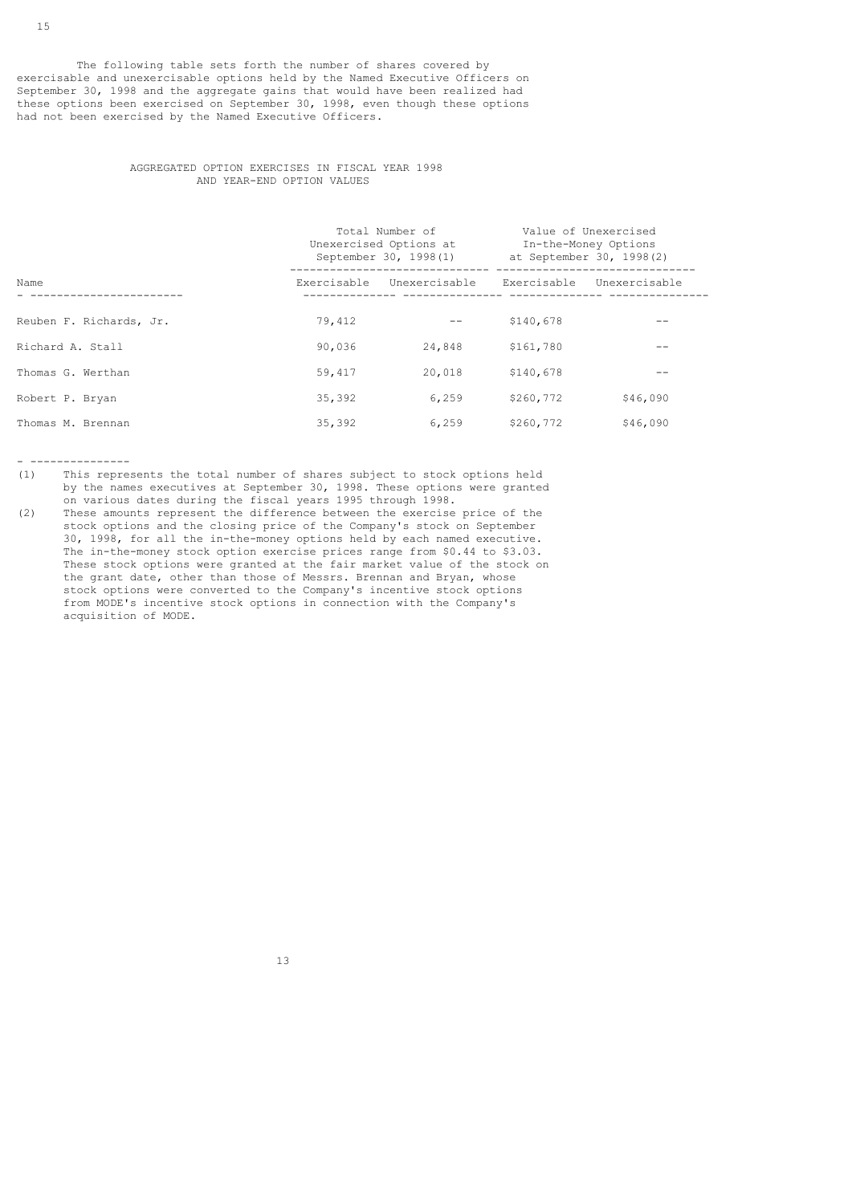The following table sets forth the number of shares covered by exercisable and unexercisable options held by the Named Executive Officers on September 30, 1998 and the aggregate gains that would have been realized had these options been exercised on September 30, 1998, even though these options had not been exercised by the Named Executive Officers.

AGGREGATED OPTION EXERCISES IN FISCAL YEAR 1998
AND YEAR-END OPTION VALUES

| | Total Number of Unexercised Options at September 30, 1998(1) | | Value of Unexercised In-the-Money Options at September 30, 1998(2) | |
|---|---|---|---|---|
| Name | Exercisable | Unexercisable | Exercisable | Unexercisable |
| Reuben F. Richards, Jr. | 79,412 | -- | $140,678 | -- |
| Richard A. Stall | 90,036 | 24,848 | $161,780 | -- |
| Thomas G. Werthan | 59,417 | 20,018 | $140,678 | -- |
| Robert P. Bryan | 35,392 | 6,259 | $260,772 | $46,090 |
| Thomas M. Brennan | 35,392 | 6,259 | $260,772 | $46,090 |

- ---------------

(1) This represents the total number of shares subject to stock options held by the names executives at September 30, 1998. These options were granted on various dates during the fiscal years 1995 through 1998.

(2) These amounts represent the difference between the exercise price of the stock options and the closing price of the Company's stock on September 30, 1998, for all the in-the-money options held by each named executive. The in-the-money stock option exercise prices range from $0.44 to $3.03. These stock options were granted at the fair market value of the stock on the grant date, other than those of Messrs. Brennan and Bryan, whose stock options were converted to the Company's incentive stock options from MODE's incentive stock options in connection with the Company's acquisition of MODE.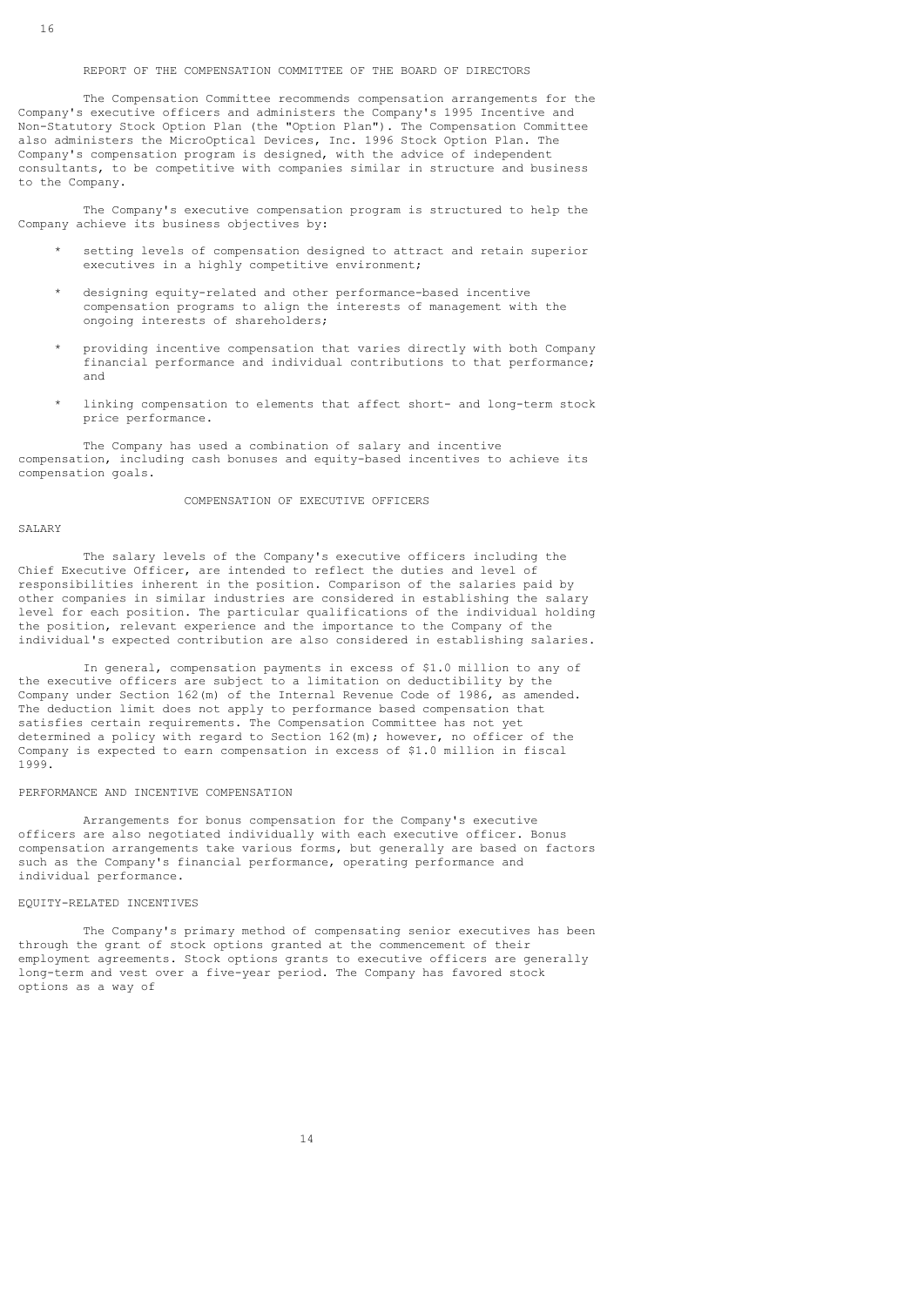## REPORT OF THE COMPENSATION COMMITTEE OF THE BOARD OF DIRECTORS

The Compensation Committee recommends compensation arrangements for the Company's executive officers and administers the Company's 1995 Incentive and Non-Statutory Stock Option Plan (the "Option Plan"). The Compensation Committee also administers the MicroOptical Devices, Inc. 1996 Stock Option Plan. The Company's compensation program is designed, with the advice of independent consultants, to be competitive with companies similar in structure and business to the Company.

The Company's executive compensation program is structured to help the Company achieve its business objectives by:

* setting levels of compensation designed to attract and retain superior executives in a highly competitive environment;
* designing equity-related and other performance-based incentive compensation programs to align the interests of management with the ongoing interests of shareholders;
* providing incentive compensation that varies directly with both Company financial performance and individual contributions to that performance; and
* linking compensation to elements that affect short- and long-term stock price performance.

The Company has used a combination of salary and incentive compensation, including cash bonuses and equity-based incentives to achieve its compensation goals.

## COMPENSATION OF EXECUTIVE OFFICERS

### SALARY

The salary levels of the Company's executive officers including the Chief Executive Officer, are intended to reflect the duties and level of responsibilities inherent in the position. Comparison of the salaries paid by other companies in similar industries are considered in establishing the salary level for each position. The particular qualifications of the individual holding the position, relevant experience and the importance to the Company of the individual's expected contribution are also considered in establishing salaries.

In general, compensation payments in excess of $1.0 million to any of the executive officers are subject to a limitation on deductibility by the Company under Section 162(m) of the Internal Revenue Code of 1986, as amended. The deduction limit does not apply to performance based compensation that satisfies certain requirements. The Compensation Committee has not yet determined a policy with regard to Section 162(m); however, no officer of the Company is expected to earn compensation in excess of $1.0 million in fiscal 1999.

### PERFORMANCE AND INCENTIVE COMPENSATION

Arrangements for bonus compensation for the Company's executive officers are also negotiated individually with each executive officer. Bonus compensation arrangements take various forms, but generally are based on factors such as the Company's financial performance, operating performance and individual performance.

### EQUITY-RELATED INCENTIVES

The Company's primary method of compensating senior executives has been through the grant of stock options granted at the commencement of their employment agreements. Stock options grants to executive officers are generally long-term and vest over a five-year period. The Company has favored stock options as a way of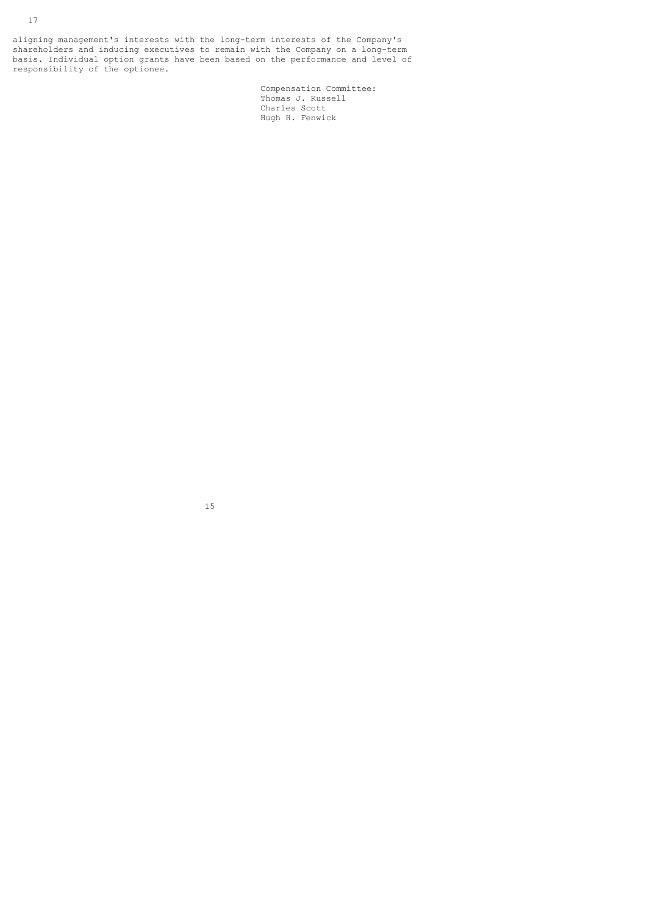aligning management's interests with the long-term interests of the Company's shareholders and inducing executives to remain with the Company on a long-term basis. Individual option grants have been based on the performance and level of responsibility of the optionee.

Compensation Committee:
Thomas J. Russell
Charles Scott
Hugh H. Fenwick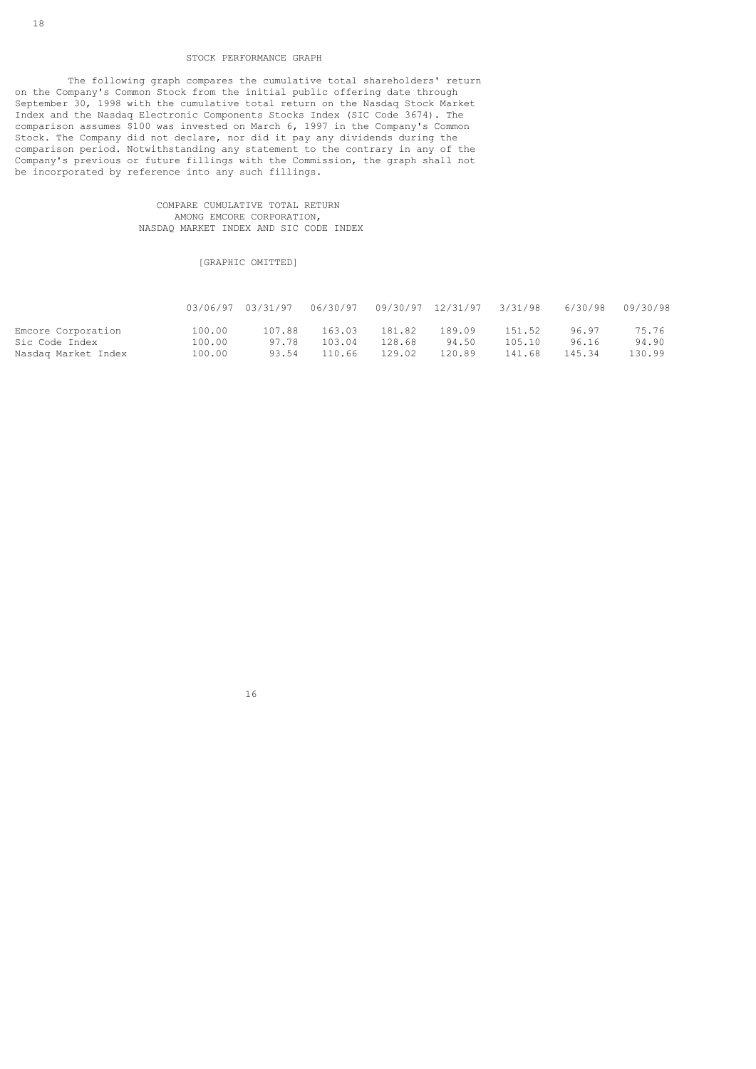## STOCK PERFORMANCE GRAPH

The following graph compares the cumulative total shareholders' return on the Company's Common Stock from the initial public offering date through September 30, 1998 with the cumulative total return on the Nasdaq Stock Market Index and the Nasdaq Electronic Components Stocks Index (SIC Code 3674). The comparison assumes $100 was invested on March 6, 1997 in the Company's Common Stock. The Company did not declare, nor did it pay any dividends during the comparison period. Notwithstanding any statement to the contrary in any of the Company's previous or future fillings with the Commission, the graph shall not be incorporated by reference into any such fillings.

### COMPARE CUMULATIVE TOTAL RETURN AMONG EMCORE CORPORATION, NASDAQ MARKET INDEX AND SIC CODE INDEX

[GRAPHIC OMITTED]

| | 03/06/97 | 03/31/97 | 06/30/97 | 09/30/97 | 12/31/97 | 3/31/98 | 6/30/98 | 09/30/98 |
|---|---|---|---|---|---|---|---|---|
| Emcore Corporation | 100.00 | 107.88 | 163.03 | 181.82 | 189.09 | 151.52 | 96.97 | 75.76 |
| Sic Code Index | 100.00 | 97.78 | 103.04 | 128.68 | 94.50 | 105.10 | 96.16 | 94.90 |
| Nasdaq Market Index | 100.00 | 93.54 | 110.66 | 129.02 | 120.89 | 141.68 | 145.34 | 130.99 |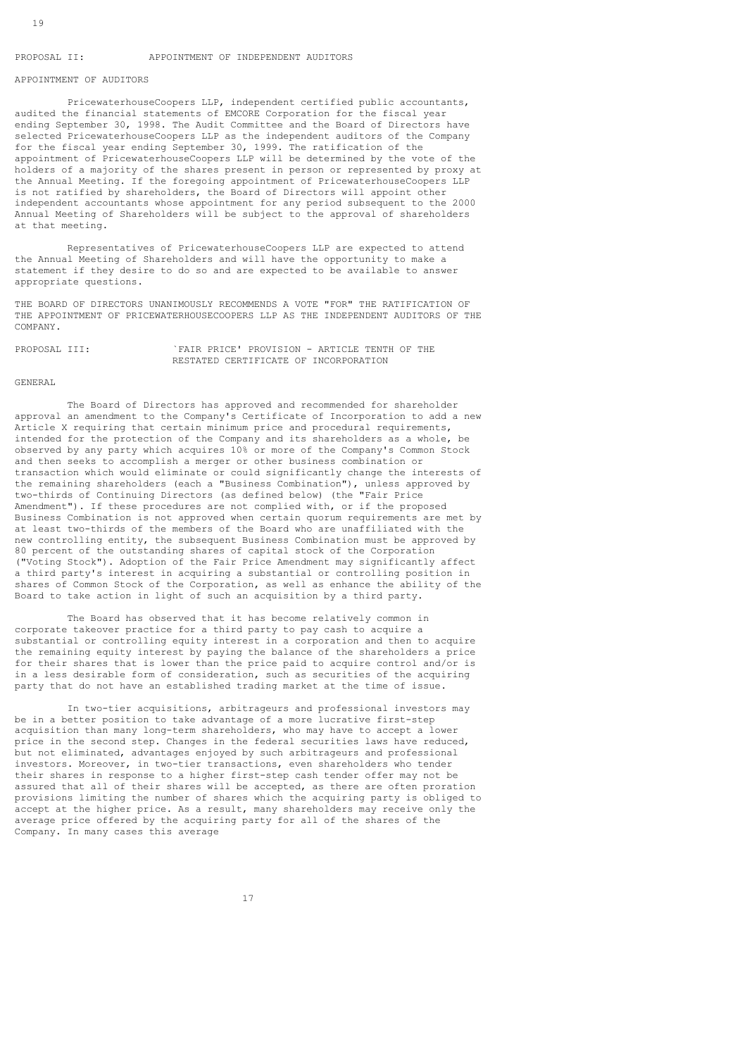## PROPOSAL II: APPOINTMENT OF INDEPENDENT AUDITORS

### APPOINTMENT OF AUDITORS

PricewaterhouseCoopers LLP, independent certified public accountants, audited the financial statements of EMCORE Corporation for the fiscal year ending September 30, 1998. The Audit Committee and the Board of Directors have selected PricewaterhouseCoopers LLP as the independent auditors of the Company for the fiscal year ending September 30, 1999. The ratification of the appointment of PricewaterhouseCoopers LLP will be determined by the vote of the holders of a majority of the shares present in person or represented by proxy at the Annual Meeting. If the foregoing appointment of PricewaterhouseCoopers LLP is not ratified by shareholders, the Board of Directors will appoint other independent accountants whose appointment for any period subsequent to the 2000 Annual Meeting of Shareholders will be subject to the approval of shareholders at that meeting.

Representatives of PricewaterhouseCoopers LLP are expected to attend the Annual Meeting of Shareholders and will have the opportunity to make a statement if they desire to do so and are expected to be available to answer appropriate questions.

THE BOARD OF DIRECTORS UNANIMOUSLY RECOMMENDS A VOTE "FOR" THE RATIFICATION OF THE APPOINTMENT OF PRICEWATERHOUSECOOPERS LLP AS THE INDEPENDENT AUDITORS OF THE COMPANY.

## PROPOSAL III: `FAIR PRICE' PROVISION - ARTICLE TENTH OF THE RESTATED CERTIFICATE OF INCORPORATION

### GENERAL

The Board of Directors has approved and recommended for shareholder approval an amendment to the Company's Certificate of Incorporation to add a new Article X requiring that certain minimum price and procedural requirements, intended for the protection of the Company and its shareholders as a whole, be observed by any party which acquires 10% or more of the Company's Common Stock and then seeks to accomplish a merger or other business combination or transaction which would eliminate or could significantly change the interests of the remaining shareholders (each a "Business Combination"), unless approved by two-thirds of Continuing Directors (as defined below) (the "Fair Price Amendment"). If these procedures are not complied with, or if the proposed Business Combination is not approved when certain quorum requirements are met by at least two-thirds of the members of the Board who are unaffiliated with the new controlling entity, the subsequent Business Combination must be approved by 80 percent of the outstanding shares of capital stock of the Corporation ("Voting Stock"). Adoption of the Fair Price Amendment may significantly affect a third party's interest in acquiring a substantial or controlling position in shares of Common Stock of the Corporation, as well as enhance the ability of the Board to take action in light of such an acquisition by a third party.

The Board has observed that it has become relatively common in corporate takeover practice for a third party to pay cash to acquire a substantial or controlling equity interest in a corporation and then to acquire the remaining equity interest by paying the balance of the shareholders a price for their shares that is lower than the price paid to acquire control and/or is in a less desirable form of consideration, such as securities of the acquiring party that do not have an established trading market at the time of issue.

In two-tier acquisitions, arbitrageurs and professional investors may be in a better position to take advantage of a more lucrative first-step acquisition than many long-term shareholders, who may have to accept a lower price in the second step. Changes in the federal securities laws have reduced, but not eliminated, advantages enjoyed by such arbitrageurs and professional investors. Moreover, in two-tier transactions, even shareholders who tender their shares in response to a higher first-step cash tender offer may not be assured that all of their shares will be accepted, as there are often proration provisions limiting the number of shares which the acquiring party is obliged to accept at the higher price. As a result, many shareholders may receive only the average price offered by the acquiring party for all of the shares of the Company. In many cases this average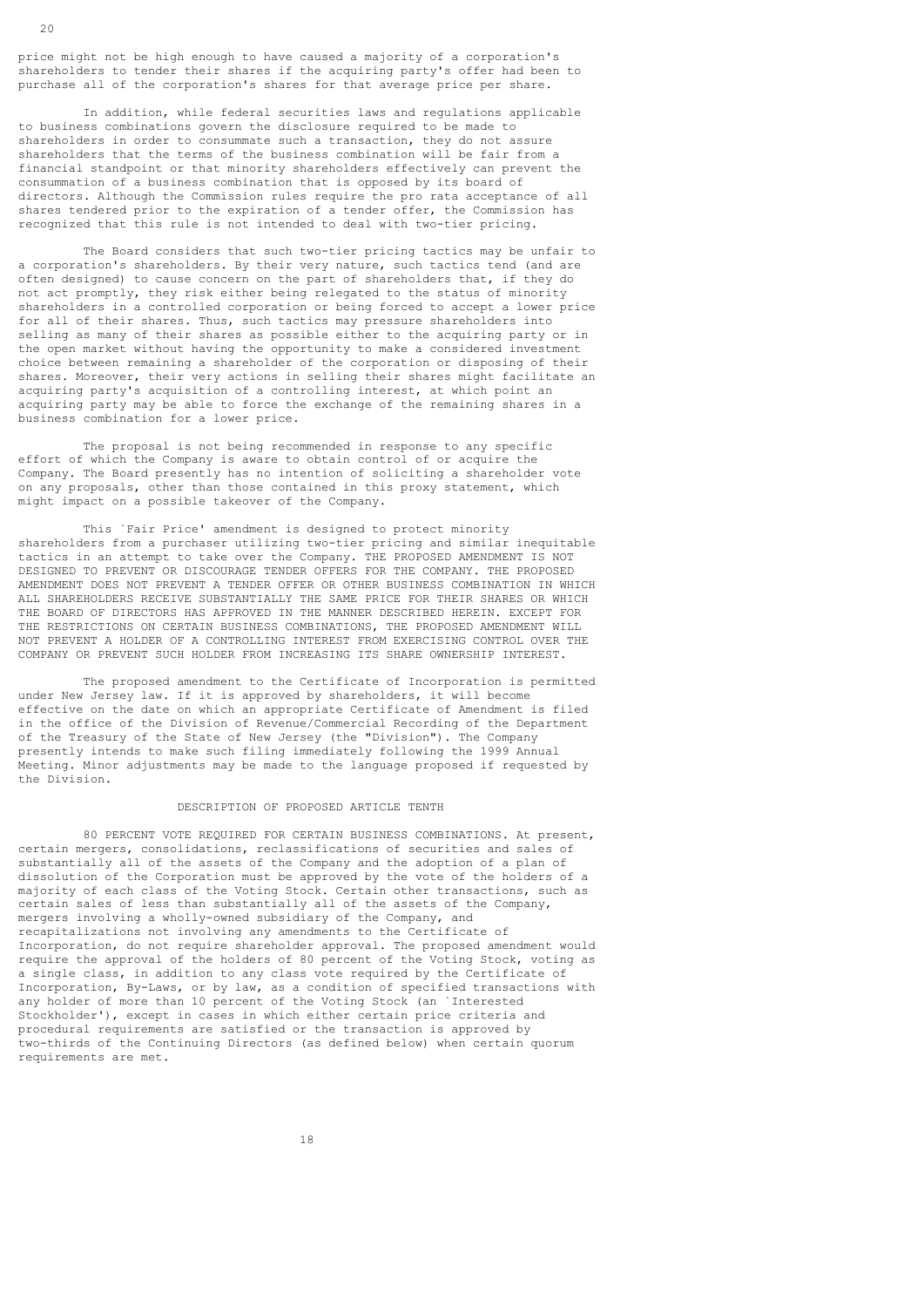price might not be high enough to have caused a majority of a corporation's shareholders to tender their shares if the acquiring party's offer had been to purchase all of the corporation's shares for that average price per share.

In addition, while federal securities laws and regulations applicable to business combinations govern the disclosure required to be made to shareholders in order to consummate such a transaction, they do not assure shareholders that the terms of the business combination will be fair from a financial standpoint or that minority shareholders effectively can prevent the consummation of a business combination that is opposed by its board of directors. Although the Commission rules require the pro rata acceptance of all shares tendered prior to the expiration of a tender offer, the Commission has recognized that this rule is not intended to deal with two-tier pricing.

The Board considers that such two-tier pricing tactics may be unfair to a corporation's shareholders. By their very nature, such tactics tend (and are often designed) to cause concern on the part of shareholders that, if they do not act promptly, they risk either being relegated to the status of minority shareholders in a controlled corporation or being forced to accept a lower price for all of their shares. Thus, such tactics may pressure shareholders into selling as many of their shares as possible either to the acquiring party or in the open market without having the opportunity to make a considered investment choice between remaining a shareholder of the corporation or disposing of their shares. Moreover, their very actions in selling their shares might facilitate an acquiring party's acquisition of a controlling interest, at which point an acquiring party may be able to force the exchange of the remaining shares in a business combination for a lower price.

The proposal is not being recommended in response to any specific effort of which the Company is aware to obtain control of or acquire the Company. The Board presently has no intention of soliciting a shareholder vote on any proposals, other than those contained in this proxy statement, which might impact on a possible takeover of the Company.

This `Fair Price' amendment is designed to protect minority shareholders from a purchaser utilizing two-tier pricing and similar inequitable tactics in an attempt to take over the Company. THE PROPOSED AMENDMENT IS NOT DESIGNED TO PREVENT OR DISCOURAGE TENDER OFFERS FOR THE COMPANY. THE PROPOSED AMENDMENT DOES NOT PREVENT A TENDER OFFER OR OTHER BUSINESS COMBINATION IN WHICH ALL SHAREHOLDERS RECEIVE SUBSTANTIALLY THE SAME PRICE FOR THEIR SHARES OR WHICH THE BOARD OF DIRECTORS HAS APPROVED IN THE MANNER DESCRIBED HEREIN. EXCEPT FOR THE RESTRICTIONS ON CERTAIN BUSINESS COMBINATIONS, THE PROPOSED AMENDMENT WILL NOT PREVENT A HOLDER OF A CONTROLLING INTEREST FROM EXERCISING CONTROL OVER THE COMPANY OR PREVENT SUCH HOLDER FROM INCREASING ITS SHARE OWNERSHIP INTEREST.

The proposed amendment to the Certificate of Incorporation is permitted under New Jersey law. If it is approved by shareholders, it will become effective on the date on which an appropriate Certificate of Amendment is filed in the office of the Division of Revenue/Commercial Recording of the Department of the Treasury of the State of New Jersey (the "Division"). The Company presently intends to make such filing immediately following the 1999 Annual Meeting. Minor adjustments may be made to the language proposed if requested by the Division.

## DESCRIPTION OF PROPOSED ARTICLE TENTH

80 PERCENT VOTE REQUIRED FOR CERTAIN BUSINESS COMBINATIONS. At present, certain mergers, consolidations, reclassifications of securities and sales of substantially all of the assets of the Company and the adoption of a plan of dissolution of the Corporation must be approved by the vote of the holders of a majority of each class of the Voting Stock. Certain other transactions, such as certain sales of less than substantially all of the assets of the Company, mergers involving a wholly-owned subsidiary of the Company, and recapitalizations not involving any amendments to the Certificate of Incorporation, do not require shareholder approval. The proposed amendment would require the approval of the holders of 80 percent of the Voting Stock, voting as a single class, in addition to any class vote required by the Certificate of Incorporation, By-Laws, or by law, as a condition of specified transactions with any holder of more than 10 percent of the Voting Stock (an `Interested Stockholder'), except in cases in which either certain price criteria and procedural requirements are satisfied or the transaction is approved by two-thirds of the Continuing Directors (as defined below) when certain quorum requirements are met.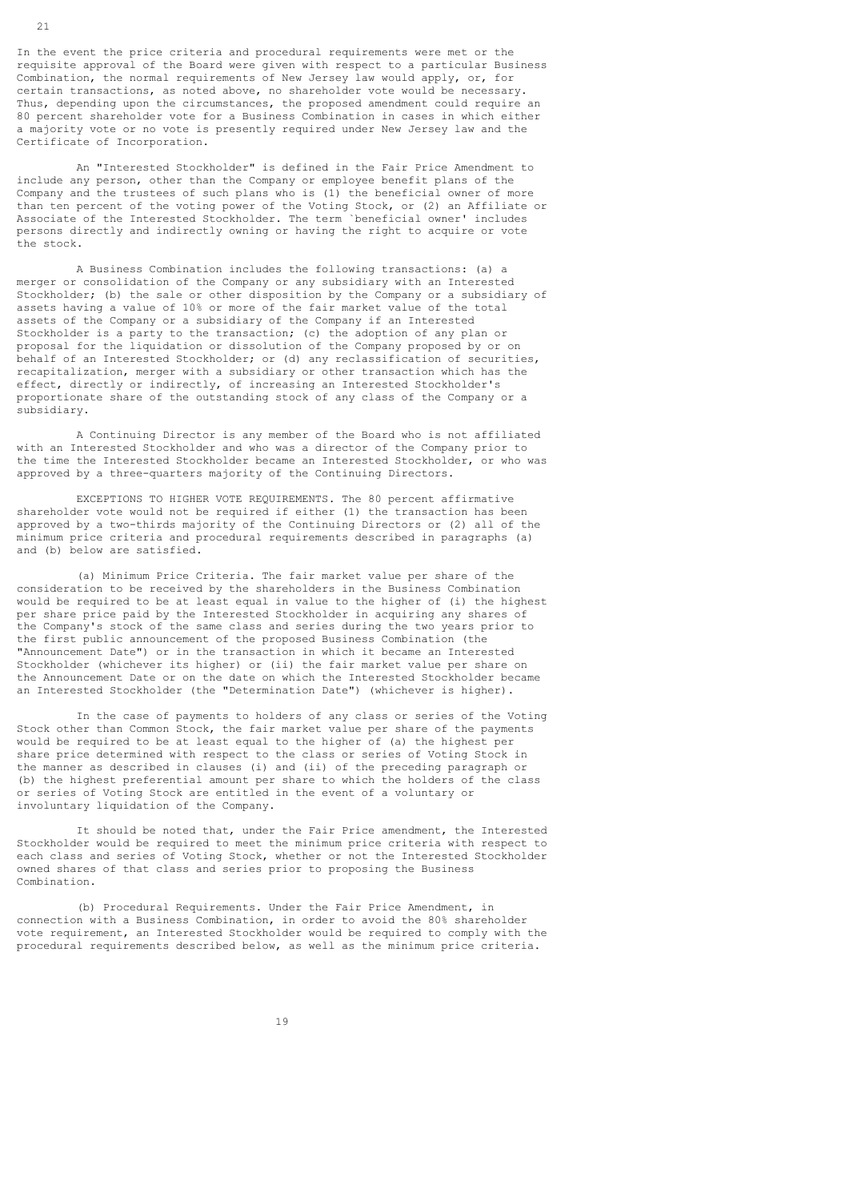In the event the price criteria and procedural requirements were met or the requisite approval of the Board were given with respect to a particular Business Combination, the normal requirements of New Jersey law would apply, or, for certain transactions, as noted above, no shareholder vote would be necessary. Thus, depending upon the circumstances, the proposed amendment could require an 80 percent shareholder vote for a Business Combination in cases in which either a majority vote or no vote is presently required under New Jersey law and the Certificate of Incorporation.

An "Interested Stockholder" is defined in the Fair Price Amendment to include any person, other than the Company or employee benefit plans of the Company and the trustees of such plans who is (1) the beneficial owner of more than ten percent of the voting power of the Voting Stock, or (2) an Affiliate or Associate of the Interested Stockholder. The term `beneficial owner' includes persons directly and indirectly owning or having the right to acquire or vote the stock.

A Business Combination includes the following transactions: (a) a merger or consolidation of the Company or any subsidiary with an Interested Stockholder; (b) the sale or other disposition by the Company or a subsidiary of assets having a value of 10% or more of the fair market value of the total assets of the Company or a subsidiary of the Company if an Interested Stockholder is a party to the transaction; (c) the adoption of any plan or proposal for the liquidation or dissolution of the Company proposed by or on behalf of an Interested Stockholder; or (d) any reclassification of securities, recapitalization, merger with a subsidiary or other transaction which has the effect, directly or indirectly, of increasing an Interested Stockholder's proportionate share of the outstanding stock of any class of the Company or a subsidiary.

A Continuing Director is any member of the Board who is not affiliated with an Interested Stockholder and who was a director of the Company prior to the time the Interested Stockholder became an Interested Stockholder, or who was approved by a three-quarters majority of the Continuing Directors.

EXCEPTIONS TO HIGHER VOTE REQUIREMENTS. The 80 percent affirmative shareholder vote would not be required if either (1) the transaction has been approved by a two-thirds majority of the Continuing Directors or (2) all of the minimum price criteria and procedural requirements described in paragraphs (a) and (b) below are satisfied.

(a) Minimum Price Criteria. The fair market value per share of the consideration to be received by the shareholders in the Business Combination would be required to be at least equal in value to the higher of (i) the highest per share price paid by the Interested Stockholder in acquiring any shares of the Company's stock of the same class and series during the two years prior to the first public announcement of the proposed Business Combination (the "Announcement Date") or in the transaction in which it became an Interested Stockholder (whichever its higher) or (ii) the fair market value per share on the Announcement Date or on the date on which the Interested Stockholder became an Interested Stockholder (the "Determination Date") (whichever is higher).

In the case of payments to holders of any class or series of the Voting Stock other than Common Stock, the fair market value per share of the payments would be required to be at least equal to the higher of (a) the highest per share price determined with respect to the class or series of Voting Stock in the manner as described in clauses (i) and (ii) of the preceding paragraph or (b) the highest preferential amount per share to which the holders of the class or series of Voting Stock are entitled in the event of a voluntary or involuntary liquidation of the Company.

It should be noted that, under the Fair Price amendment, the Interested Stockholder would be required to meet the minimum price criteria with respect to each class and series of Voting Stock, whether or not the Interested Stockholder owned shares of that class and series prior to proposing the Business Combination.

(b) Procedural Requirements. Under the Fair Price Amendment, in connection with a Business Combination, in order to avoid the 80% shareholder vote requirement, an Interested Stockholder would be required to comply with the procedural requirements described below, as well as the minimum price criteria.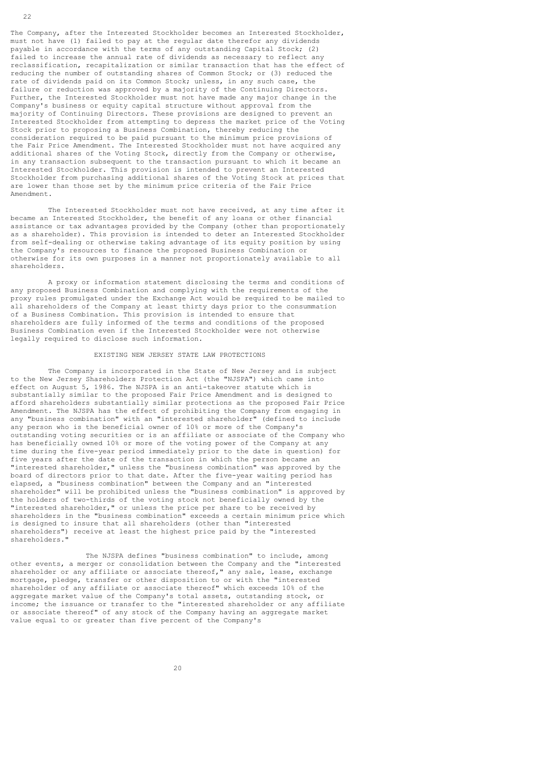The Company, after the Interested Stockholder becomes an Interested Stockholder, must not have (1) failed to pay at the regular date therefor any dividends payable in accordance with the terms of any outstanding Capital Stock; (2) failed to increase the annual rate of dividends as necessary to reflect any reclassification, recapitalization or similar transaction that has the effect of reducing the number of outstanding shares of Common Stock; or (3) reduced the rate of dividends paid on its Common Stock; unless, in any such case, the failure or reduction was approved by a majority of the Continuing Directors. Further, the Interested Stockholder must not have made any major change in the Company's business or equity capital structure without approval from the majority of Continuing Directors. These provisions are designed to prevent an Interested Stockholder from attempting to depress the market price of the Voting Stock prior to proposing a Business Combination, thereby reducing the consideration required to be paid pursuant to the minimum price provisions of the Fair Price Amendment. The Interested Stockholder must not have acquired any additional shares of the Voting Stock, directly from the Company or otherwise, in any transaction subsequent to the transaction pursuant to which it became an Interested Stockholder. This provision is intended to prevent an Interested Stockholder from purchasing additional shares of the Voting Stock at prices that are lower than those set by the minimum price criteria of the Fair Price Amendment.

The Interested Stockholder must not have received, at any time after it became an Interested Stockholder, the benefit of any loans or other financial assistance or tax advantages provided by the Company (other than proportionately as a shareholder). This provision is intended to deter an Interested Stockholder from self-dealing or otherwise taking advantage of its equity position by using the Company's resources to finance the proposed Business Combination or otherwise for its own purposes in a manner not proportionately available to all shareholders.

A proxy or information statement disclosing the terms and conditions of any proposed Business Combination and complying with the requirements of the proxy rules promulgated under the Exchange Act would be required to be mailed to all shareholders of the Company at least thirty days prior to the consummation of a Business Combination. This provision is intended to ensure that shareholders are fully informed of the terms and conditions of the proposed Business Combination even if the Interested Stockholder were not otherwise legally required to disclose such information.

## EXISTING NEW JERSEY STATE LAW PROTECTIONS

The Company is incorporated in the State of New Jersey and is subject to the New Jersey Shareholders Protection Act (the "NJSPA") which came into effect on August 5, 1986. The NJSPA is an anti-takeover statute which is substantially similar to the proposed Fair Price Amendment and is designed to afford shareholders substantially similar protections as the proposed Fair Price Amendment. The NJSPA has the effect of prohibiting the Company from engaging in any "business combination" with an "interested shareholder" (defined to include any person who is the beneficial owner of 10% or more of the Company's outstanding voting securities or is an affiliate or associate of the Company who has beneficially owned 10% or more of the voting power of the Company at any time during the five-year period immediately prior to the date in question) for five years after the date of the transaction in which the person became an "interested shareholder," unless the "business combination" was approved by the board of directors prior to that date. After the five-year waiting period has elapsed, a "business combination" between the Company and an "interested shareholder" will be prohibited unless the "business combination" is approved by the holders of two-thirds of the voting stock not beneficially owned by the "interested shareholder," or unless the price per share to be received by shareholders in the "business combination" exceeds a certain minimum price which is designed to insure that all shareholders (other than "interested shareholders") receive at least the highest price paid by the "interested shareholders."

The NJSPA defines "business combination" to include, among other events, a merger or consolidation between the Company and the "interested shareholder or any affiliate or associate thereof," any sale, lease, exchange mortgage, pledge, transfer or other disposition to or with the "interested shareholder of any affiliate or associate thereof" which exceeds 10% of the aggregate market value of the Company's total assets, outstanding stock, or income; the issuance or transfer to the "interested shareholder or any affiliate or associate thereof" of any stock of the Company having an aggregate market value equal to or greater than five percent of the Company's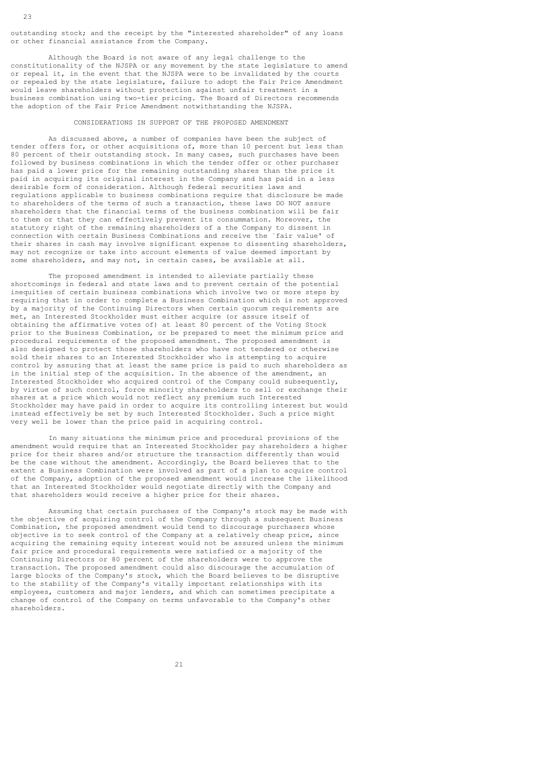outstanding stock; and the receipt by the "interested shareholder" of any loans or other financial assistance from the Company.

Although the Board is not aware of any legal challenge to the constitutionality of the NJSPA or any movement by the state legislature to amend or repeal it, in the event that the NJSPA were to be invalidated by the courts or repealed by the state legislature, failure to adopt the Fair Price Amendment would leave shareholders without protection against unfair treatment in a business combination using two-tier pricing. The Board of Directors recommends the adoption of the Fair Price Amendment notwithstanding the NJSPA.

## CONSIDERATIONS IN SUPPORT OF THE PROPOSED AMENDMENT

As discussed above, a number of companies have been the subject of tender offers for, or other acquisitions of, more than 10 percent but less than 80 percent of their outstanding stock. In many cases, such purchases have been followed by business combinations in which the tender offer or other purchaser has paid a lower price for the remaining outstanding shares than the price it paid in acquiring its original interest in the Company and has paid in a less desirable form of consideration. Although federal securities laws and regulations applicable to business combinations require that disclosure be made to shareholders of the terms of such a transaction, these laws DO NOT assure shareholders that the financial terms of the business combination will be fair to them or that they can effectively prevent its consummation. Moreover, the statutory right of the remaining shareholders of a the Company to dissent in connection with certain Business Combinations and receive the `fair value' of their shares in cash may involve significant expense to dissenting shareholders, may not recognize or take into account elements of value deemed important by some shareholders, and may not, in certain cases, be available at all.

The proposed amendment is intended to alleviate partially these shortcomings in federal and state laws and to prevent certain of the potential inequities of certain business combinations which involve two or more steps by requiring that in order to complete a Business Combination which is not approved by a majority of the Continuing Directors when certain quorum requirements are met, an Interested Stockholder must either acquire (or assure itself of obtaining the affirmative votes of) at least 80 percent of the Voting Stock prior to the Business Combination, or be prepared to meet the minimum price and procedural requirements of the proposed amendment. The proposed amendment is also designed to protect those shareholders who have not tendered or otherwise sold their shares to an Interested Stockholder who is attempting to acquire control by assuring that at least the same price is paid to such shareholders as in the initial step of the acquisition. In the absence of the amendment, an Interested Stockholder who acquired control of the Company could subsequently, by virtue of such control, force minority shareholders to sell or exchange their shares at a price which would not reflect any premium such Interested Stockholder may have paid in order to acquire its controlling interest but would instead effectively be set by such Interested Stockholder. Such a price might very well be lower than the price paid in acquiring control.

In many situations the minimum price and procedural provisions of the amendment would require that an Interested Stockholder pay shareholders a higher price for their shares and/or structure the transaction differently than would be the case without the amendment. Accordingly, the Board believes that to the extent a Business Combination were involved as part of a plan to acquire control of the Company, adoption of the proposed amendment would increase the likelihood that an Interested Stockholder would negotiate directly with the Company and that shareholders would receive a higher price for their shares.

Assuming that certain purchases of the Company's stock may be made with the objective of acquiring control of the Company through a subsequent Business Combination, the proposed amendment would tend to discourage purchasers whose objective is to seek control of the Company at a relatively cheap price, since acquiring the remaining equity interest would not be assured unless the minimum fair price and procedural requirements were satisfied or a majority of the Continuing Directors or 80 percent of the shareholders were to approve the transaction. The proposed amendment could also discourage the accumulation of large blocks of the Company's stock, which the Board believes to be disruptive to the stability of the Company's vitally important relationships with its employees, customers and major lenders, and which can sometimes precipitate a change of control of the Company on terms unfavorable to the Company's other shareholders.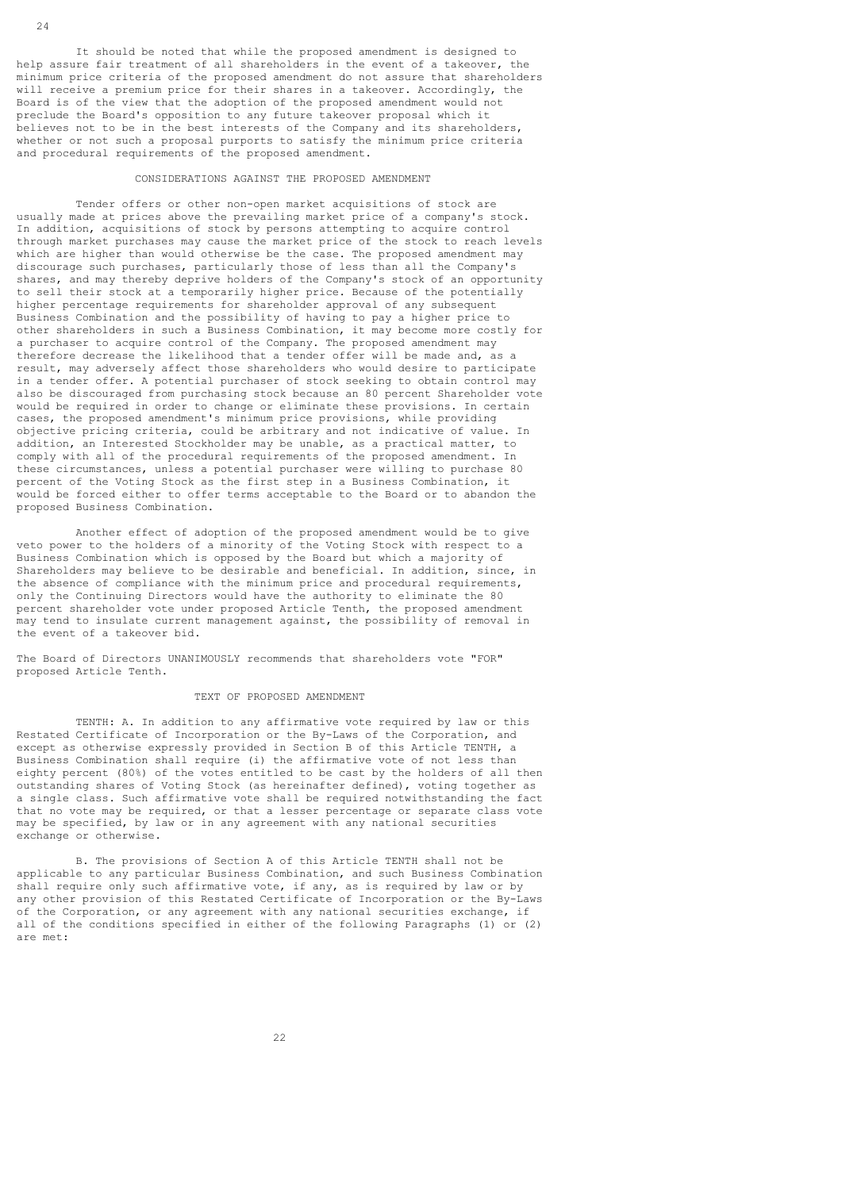It should be noted that while the proposed amendment is designed to help assure fair treatment of all shareholders in the event of a takeover, the minimum price criteria of the proposed amendment do not assure that shareholders will receive a premium price for their shares in a takeover. Accordingly, the Board is of the view that the adoption of the proposed amendment would not preclude the Board's opposition to any future takeover proposal which it believes not to be in the best interests of the Company and its shareholders, whether or not such a proposal purports to satisfy the minimum price criteria and procedural requirements of the proposed amendment.

## CONSIDERATIONS AGAINST THE PROPOSED AMENDMENT

Tender offers or other non-open market acquisitions of stock are usually made at prices above the prevailing market price of a company's stock. In addition, acquisitions of stock by persons attempting to acquire control through market purchases may cause the market price of the stock to reach levels which are higher than would otherwise be the case. The proposed amendment may discourage such purchases, particularly those of less than all the Company's shares, and may thereby deprive holders of the Company's stock of an opportunity to sell their stock at a temporarily higher price. Because of the potentially higher percentage requirements for shareholder approval of any subsequent Business Combination and the possibility of having to pay a higher price to other shareholders in such a Business Combination, it may become more costly for a purchaser to acquire control of the Company. The proposed amendment may therefore decrease the likelihood that a tender offer will be made and, as a result, may adversely affect those shareholders who would desire to participate in a tender offer. A potential purchaser of stock seeking to obtain control may also be discouraged from purchasing stock because an 80 percent Shareholder vote would be required in order to change or eliminate these provisions. In certain cases, the proposed amendment's minimum price provisions, while providing objective pricing criteria, could be arbitrary and not indicative of value. In addition, an Interested Stockholder may be unable, as a practical matter, to comply with all of the procedural requirements of the proposed amendment. In these circumstances, unless a potential purchaser were willing to purchase 80 percent of the Voting Stock as the first step in a Business Combination, it would be forced either to offer terms acceptable to the Board or to abandon the proposed Business Combination.

Another effect of adoption of the proposed amendment would be to give veto power to the holders of a minority of the Voting Stock with respect to a Business Combination which is opposed by the Board but which a majority of Shareholders may believe to be desirable and beneficial. In addition, since, in the absence of compliance with the minimum price and procedural requirements, only the Continuing Directors would have the authority to eliminate the 80 percent shareholder vote under proposed Article Tenth, the proposed amendment may tend to insulate current management against, the possibility of removal in the event of a takeover bid.

The Board of Directors UNANIMOUSLY recommends that shareholders vote "FOR" proposed Article Tenth.

## TEXT OF PROPOSED AMENDMENT

TENTH: A. In addition to any affirmative vote required by law or this Restated Certificate of Incorporation or the By-Laws of the Corporation, and except as otherwise expressly provided in Section B of this Article TENTH, a Business Combination shall require (i) the affirmative vote of not less than eighty percent (80%) of the votes entitled to be cast by the holders of all then outstanding shares of Voting Stock (as hereinafter defined), voting together as a single class. Such affirmative vote shall be required notwithstanding the fact that no vote may be required, or that a lesser percentage or separate class vote may be specified, by law or in any agreement with any national securities exchange or otherwise.

B. The provisions of Section A of this Article TENTH shall not be applicable to any particular Business Combination, and such Business Combination shall require only such affirmative vote, if any, as is required by law or by any other provision of this Restated Certificate of Incorporation or the By-Laws of the Corporation, or any agreement with any national securities exchange, if all of the conditions specified in either of the following Paragraphs (1) or (2) are met: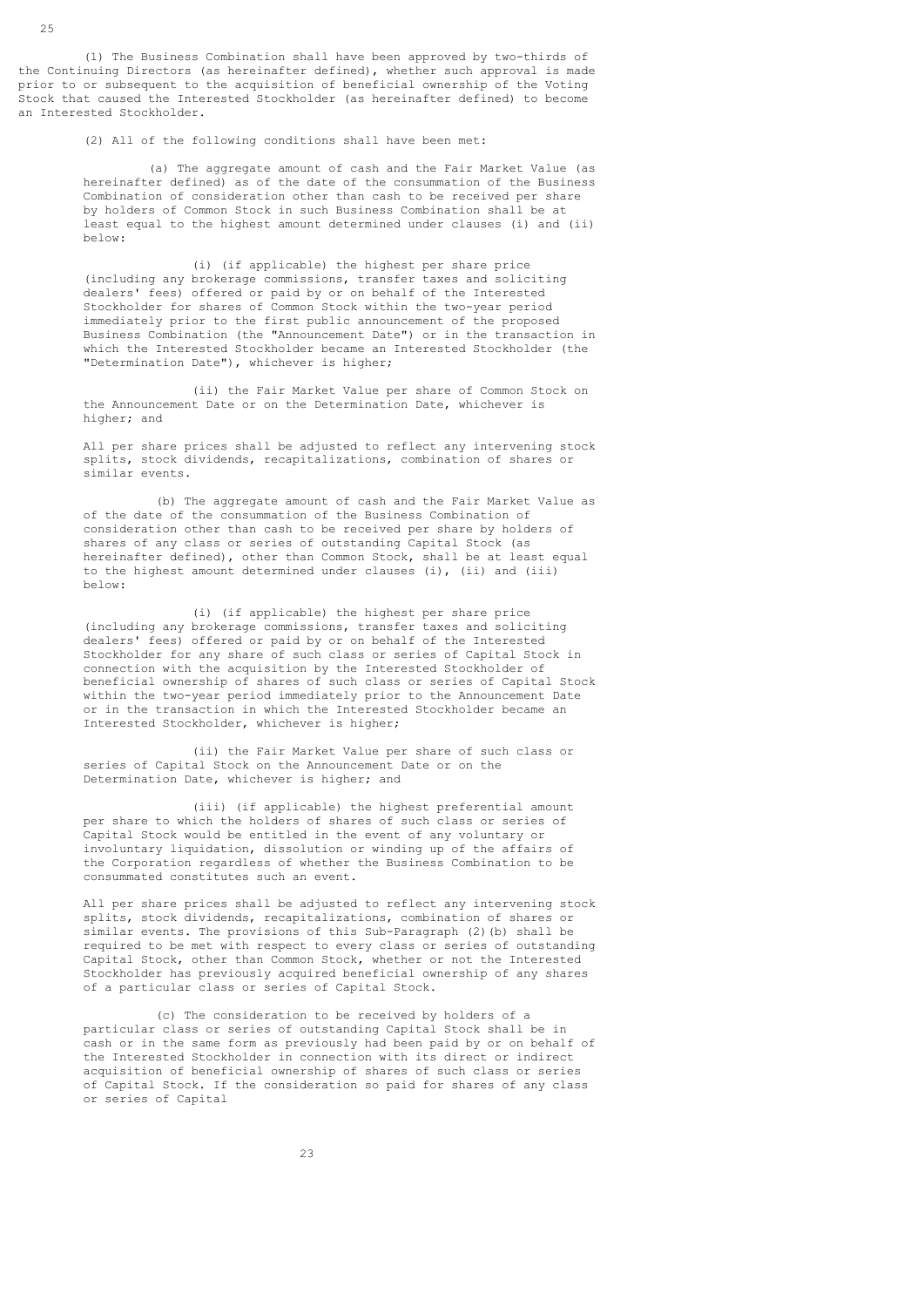(1) The Business Combination shall have been approved by two-thirds of the Continuing Directors (as hereinafter defined), whether such approval is made prior to or subsequent to the acquisition of beneficial ownership of the Voting Stock that caused the Interested Stockholder (as hereinafter defined) to become an Interested Stockholder.

(2) All of the following conditions shall have been met:

(a) The aggregate amount of cash and the Fair Market Value (as hereinafter defined) as of the date of the consummation of the Business Combination of consideration other than cash to be received per share by holders of Common Stock in such Business Combination shall be at least equal to the highest amount determined under clauses (i) and (ii) below:

(i) (if applicable) the highest per share price (including any brokerage commissions, transfer taxes and soliciting dealers' fees) offered or paid by or on behalf of the Interested Stockholder for shares of Common Stock within the two-year period immediately prior to the first public announcement of the proposed Business Combination (the "Announcement Date") or in the transaction in which the Interested Stockholder became an Interested Stockholder (the "Determination Date"), whichever is higher;

(ii) the Fair Market Value per share of Common Stock on the Announcement Date or on the Determination Date, whichever is higher; and

All per share prices shall be adjusted to reflect any intervening stock splits, stock dividends, recapitalizations, combination of shares or similar events.

(b) The aggregate amount of cash and the Fair Market Value as of the date of the consummation of the Business Combination of consideration other than cash to be received per share by holders of shares of any class or series of outstanding Capital Stock (as hereinafter defined), other than Common Stock, shall be at least equal to the highest amount determined under clauses (i), (ii) and (iii) below:

(i) (if applicable) the highest per share price (including any brokerage commissions, transfer taxes and soliciting dealers' fees) offered or paid by or on behalf of the Interested Stockholder for any share of such class or series of Capital Stock in connection with the acquisition by the Interested Stockholder of beneficial ownership of shares of such class or series of Capital Stock within the two-year period immediately prior to the Announcement Date or in the transaction in which the Interested Stockholder became an Interested Stockholder, whichever is higher;

(ii) the Fair Market Value per share of such class or series of Capital Stock on the Announcement Date or on the Determination Date, whichever is higher; and

(iii) (if applicable) the highest preferential amount per share to which the holders of shares of such class or series of Capital Stock would be entitled in the event of any voluntary or involuntary liquidation, dissolution or winding up of the affairs of the Corporation regardless of whether the Business Combination to be consummated constitutes such an event.

All per share prices shall be adjusted to reflect any intervening stock splits, stock dividends, recapitalizations, combination of shares or similar events. The provisions of this Sub-Paragraph (2)(b) shall be required to be met with respect to every class or series of outstanding Capital Stock, other than Common Stock, whether or not the Interested Stockholder has previously acquired beneficial ownership of any shares of a particular class or series of Capital Stock.

(c) The consideration to be received by holders of a particular class or series of outstanding Capital Stock shall be in cash or in the same form as previously had been paid by or on behalf of the Interested Stockholder in connection with its direct or indirect acquisition of beneficial ownership of shares of such class or series of Capital Stock. If the consideration so paid for shares of any class or series of Capital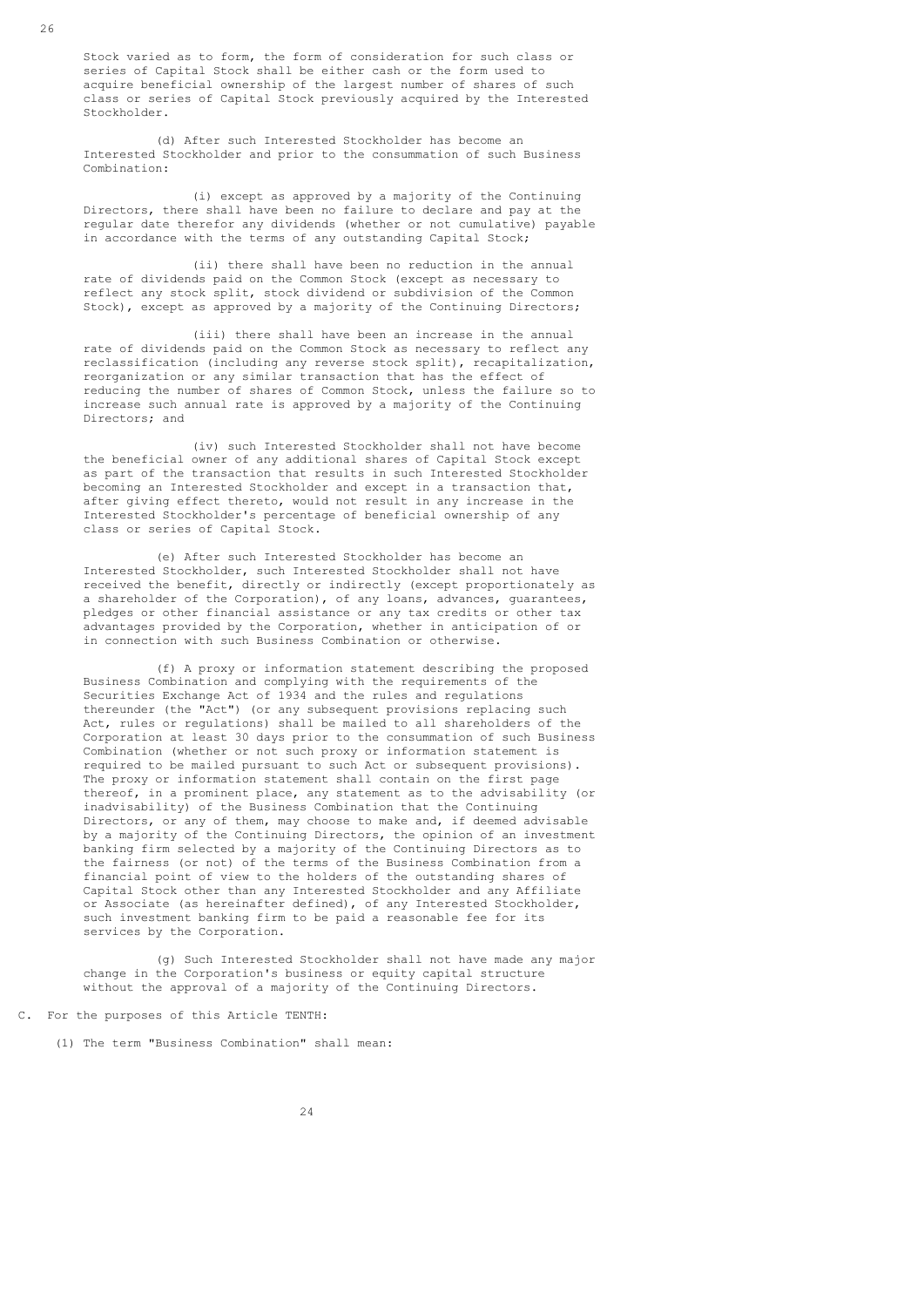Stock varied as to form, the form of consideration for such class or series of Capital Stock shall be either cash or the form used to acquire beneficial ownership of the largest number of shares of such class or series of Capital Stock previously acquired by the Interested Stockholder.

(d) After such Interested Stockholder has become an Interested Stockholder and prior to the consummation of such Business Combination:

(i) except as approved by a majority of the Continuing Directors, there shall have been no failure to declare and pay at the regular date therefor any dividends (whether or not cumulative) payable in accordance with the terms of any outstanding Capital Stock;

(ii) there shall have been no reduction in the annual rate of dividends paid on the Common Stock (except as necessary to reflect any stock split, stock dividend or subdivision of the Common Stock), except as approved by a majority of the Continuing Directors;

(iii) there shall have been an increase in the annual rate of dividends paid on the Common Stock as necessary to reflect any reclassification (including any reverse stock split), recapitalization, reorganization or any similar transaction that has the effect of reducing the number of shares of Common Stock, unless the failure so to increase such annual rate is approved by a majority of the Continuing Directors; and

(iv) such Interested Stockholder shall not have become the beneficial owner of any additional shares of Capital Stock except as part of the transaction that results in such Interested Stockholder becoming an Interested Stockholder and except in a transaction that, after giving effect thereto, would not result in any increase in the Interested Stockholder's percentage of beneficial ownership of any class or series of Capital Stock.

(e) After such Interested Stockholder has become an Interested Stockholder, such Interested Stockholder shall not have received the benefit, directly or indirectly (except proportionately as a shareholder of the Corporation), of any loans, advances, guarantees, pledges or other financial assistance or any tax credits or other tax advantages provided by the Corporation, whether in anticipation of or in connection with such Business Combination or otherwise.

(f) A proxy or information statement describing the proposed Business Combination and complying with the requirements of the Securities Exchange Act of 1934 and the rules and regulations thereunder (the "Act") (or any subsequent provisions replacing such Act, rules or regulations) shall be mailed to all shareholders of the Corporation at least 30 days prior to the consummation of such Business Combination (whether or not such proxy or information statement is required to be mailed pursuant to such Act or subsequent provisions). The proxy or information statement shall contain on the first page thereof, in a prominent place, any statement as to the advisability (or inadvisability) of the Business Combination that the Continuing Directors, or any of them, may choose to make and, if deemed advisable by a majority of the Continuing Directors, the opinion of an investment banking firm selected by a majority of the Continuing Directors as to the fairness (or not) of the terms of the Business Combination from a financial point of view to the holders of the outstanding shares of Capital Stock other than any Interested Stockholder and any Affiliate or Associate (as hereinafter defined), of any Interested Stockholder, such investment banking firm to be paid a reasonable fee for its services by the Corporation.

(g) Such Interested Stockholder shall not have made any major change in the Corporation's business or equity capital structure without the approval of a majority of the Continuing Directors.

C. For the purposes of this Article TENTH:

(1) The term "Business Combination" shall mean: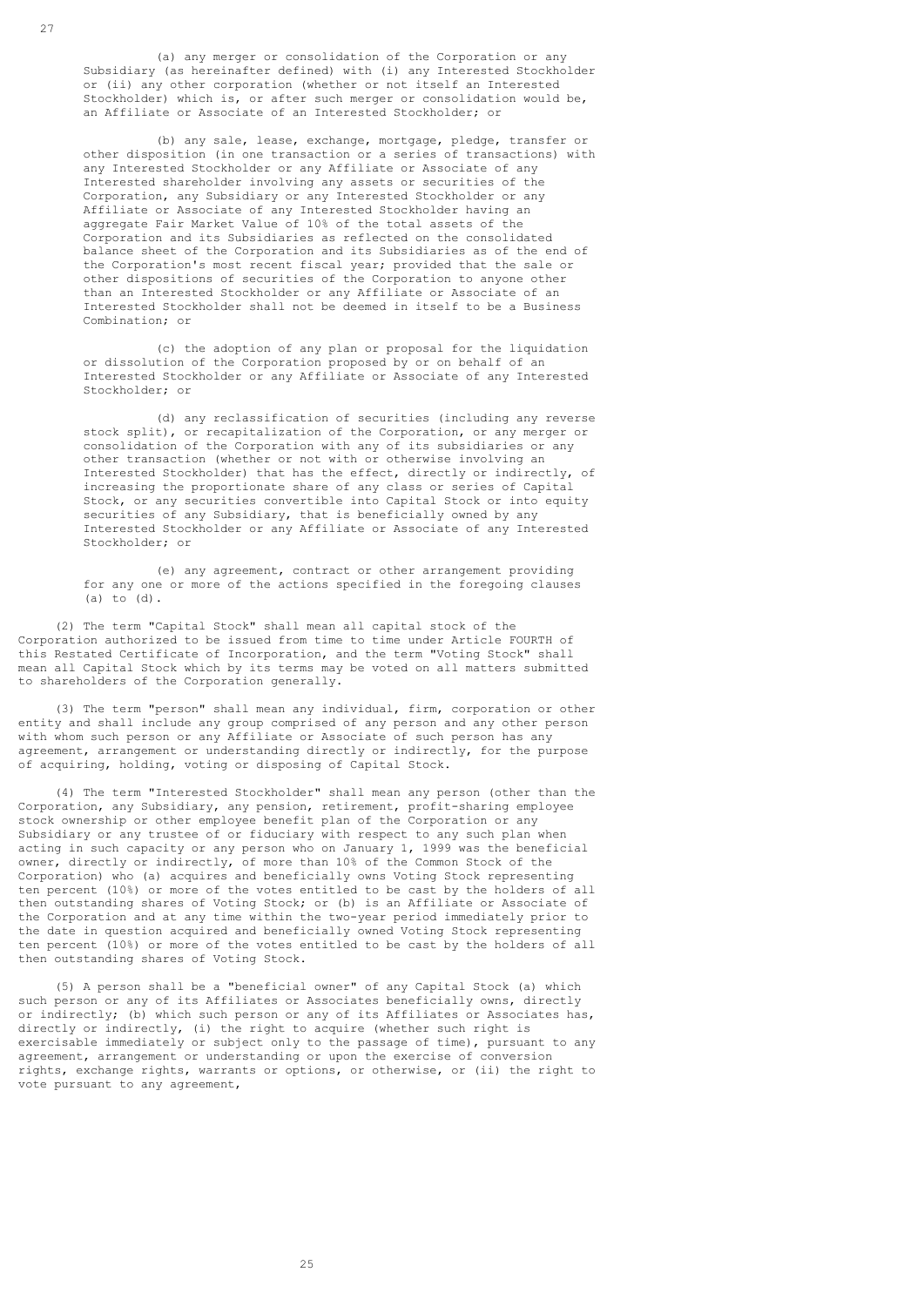(a) any merger or consolidation of the Corporation or any Subsidiary (as hereinafter defined) with (i) any Interested Stockholder or (ii) any other corporation (whether or not itself an Interested Stockholder) which is, or after such merger or consolidation would be, an Affiliate or Associate of an Interested Stockholder; or

(b) any sale, lease, exchange, mortgage, pledge, transfer or other disposition (in one transaction or a series of transactions) with any Interested Stockholder or any Affiliate or Associate of any Interested shareholder involving any assets or securities of the Corporation, any Subsidiary or any Interested Stockholder or any Affiliate or Associate of any Interested Stockholder having an aggregate Fair Market Value of 10% of the total assets of the Corporation and its Subsidiaries as reflected on the consolidated balance sheet of the Corporation and its Subsidiaries as of the end of the Corporation's most recent fiscal year; provided that the sale or other dispositions of securities of the Corporation to anyone other than an Interested Stockholder or any Affiliate or Associate of an Interested Stockholder shall not be deemed in itself to be a Business Combination; or

(c) the adoption of any plan or proposal for the liquidation or dissolution of the Corporation proposed by or on behalf of an Interested Stockholder or any Affiliate or Associate of any Interested Stockholder; or

(d) any reclassification of securities (including any reverse stock split), or recapitalization of the Corporation, or any merger or consolidation of the Corporation with any of its subsidiaries or any other transaction (whether or not with or otherwise involving an Interested Stockholder) that has the effect, directly or indirectly, of increasing the proportionate share of any class or series of Capital Stock, or any securities convertible into Capital Stock or into equity securities of any Subsidiary, that is beneficially owned by any Interested Stockholder or any Affiliate or Associate of any Interested Stockholder; or

(e) any agreement, contract or other arrangement providing for any one or more of the actions specified in the foregoing clauses (a) to (d).

(2) The term "Capital Stock" shall mean all capital stock of the Corporation authorized to be issued from time to time under Article FOURTH of this Restated Certificate of Incorporation, and the term "Voting Stock" shall mean all Capital Stock which by its terms may be voted on all matters submitted to shareholders of the Corporation generally.

(3) The term "person" shall mean any individual, firm, corporation or other entity and shall include any group comprised of any person and any other person with whom such person or any Affiliate or Associate of such person has any agreement, arrangement or understanding directly or indirectly, for the purpose of acquiring, holding, voting or disposing of Capital Stock.

(4) The term "Interested Stockholder" shall mean any person (other than the Corporation, any Subsidiary, any pension, retirement, profit-sharing employee stock ownership or other employee benefit plan of the Corporation or any Subsidiary or any trustee of or fiduciary with respect to any such plan when acting in such capacity or any person who on January 1, 1999 was the beneficial owner, directly or indirectly, of more than 10% of the Common Stock of the Corporation) who (a) acquires and beneficially owns Voting Stock representing ten percent (10%) or more of the votes entitled to be cast by the holders of all then outstanding shares of Voting Stock; or (b) is an Affiliate or Associate of the Corporation and at any time within the two-year period immediately prior to the date in question acquired and beneficially owned Voting Stock representing ten percent (10%) or more of the votes entitled to be cast by the holders of all then outstanding shares of Voting Stock.

(5) A person shall be a "beneficial owner" of any Capital Stock (a) which such person or any of its Affiliates or Associates beneficially owns, directly or indirectly; (b) which such person or any of its Affiliates or Associates has, directly or indirectly, (i) the right to acquire (whether such right is exercisable immediately or subject only to the passage of time), pursuant to any agreement, arrangement or understanding or upon the exercise of conversion rights, exchange rights, warrants or options, or otherwise, or (ii) the right to vote pursuant to any agreement,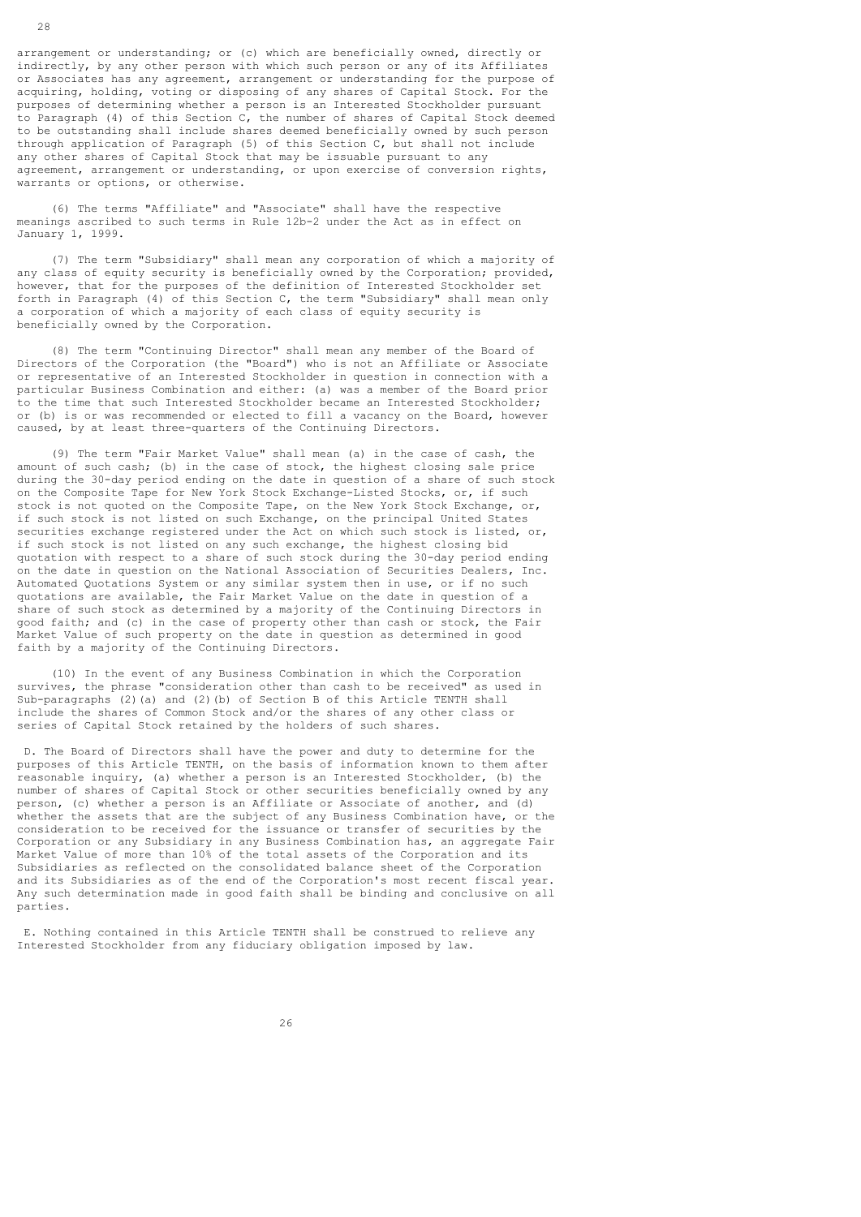arrangement or understanding; or (c) which are beneficially owned, directly or indirectly, by any other person with which such person or any of its Affiliates or Associates has any agreement, arrangement or understanding for the purpose of acquiring, holding, voting or disposing of any shares of Capital Stock. For the purposes of determining whether a person is an Interested Stockholder pursuant to Paragraph (4) of this Section C, the number of shares of Capital Stock deemed to be outstanding shall include shares deemed beneficially owned by such person through application of Paragraph (5) of this Section C, but shall not include any other shares of Capital Stock that may be issuable pursuant to any agreement, arrangement or understanding, or upon exercise of conversion rights, warrants or options, or otherwise.

(6) The terms "Affiliate" and "Associate" shall have the respective meanings ascribed to such terms in Rule 12b-2 under the Act as in effect on January 1, 1999.

(7) The term "Subsidiary" shall mean any corporation of which a majority of any class of equity security is beneficially owned by the Corporation; provided, however, that for the purposes of the definition of Interested Stockholder set forth in Paragraph (4) of this Section C, the term "Subsidiary" shall mean only a corporation of which a majority of each class of equity security is beneficially owned by the Corporation.

(8) The term "Continuing Director" shall mean any member of the Board of Directors of the Corporation (the "Board") who is not an Affiliate or Associate or representative of an Interested Stockholder in question in connection with a particular Business Combination and either: (a) was a member of the Board prior to the time that such Interested Stockholder became an Interested Stockholder; or (b) is or was recommended or elected to fill a vacancy on the Board, however caused, by at least three-quarters of the Continuing Directors.

(9) The term "Fair Market Value" shall mean (a) in the case of cash, the amount of such cash; (b) in the case of stock, the highest closing sale price during the 30-day period ending on the date in question of a share of such stock on the Composite Tape for New York Stock Exchange-Listed Stocks, or, if such stock is not quoted on the Composite Tape, on the New York Stock Exchange, or, if such stock is not listed on such Exchange, on the principal United States securities exchange registered under the Act on which such stock is listed, or, if such stock is not listed on any such exchange, the highest closing bid quotation with respect to a share of such stock during the 30-day period ending on the date in question on the National Association of Securities Dealers, Inc. Automated Quotations System or any similar system then in use, or if no such quotations are available, the Fair Market Value on the date in question of a share of such stock as determined by a majority of the Continuing Directors in good faith; and (c) in the case of property other than cash or stock, the Fair Market Value of such property on the date in question as determined in good faith by a majority of the Continuing Directors.

(10) In the event of any Business Combination in which the Corporation survives, the phrase "consideration other than cash to be received" as used in Sub-paragraphs (2)(a) and (2)(b) of Section B of this Article TENTH shall include the shares of Common Stock and/or the shares of any other class or series of Capital Stock retained by the holders of such shares.

D. The Board of Directors shall have the power and duty to determine for the purposes of this Article TENTH, on the basis of information known to them after reasonable inquiry, (a) whether a person is an Interested Stockholder, (b) the number of shares of Capital Stock or other securities beneficially owned by any person, (c) whether a person is an Affiliate or Associate of another, and (d) whether the assets that are the subject of any Business Combination have, or the consideration to be received for the issuance or transfer of securities by the Corporation or any Subsidiary in any Business Combination has, an aggregate Fair Market Value of more than 10% of the total assets of the Corporation and its Subsidiaries as reflected on the consolidated balance sheet of the Corporation and its Subsidiaries as of the end of the Corporation's most recent fiscal year. Any such determination made in good faith shall be binding and conclusive on all parties.

E. Nothing contained in this Article TENTH shall be construed to relieve any Interested Stockholder from any fiduciary obligation imposed by law.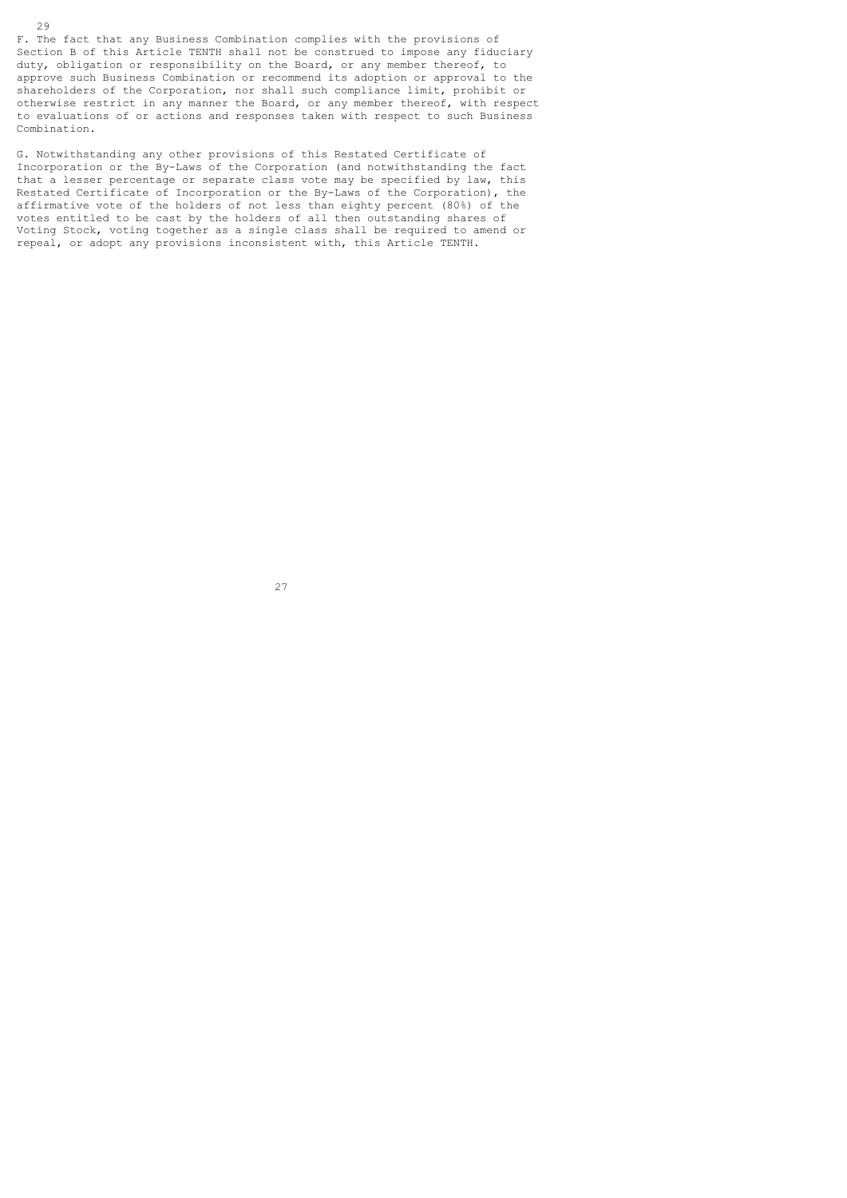F. The fact that any Business Combination complies with the provisions of Section B of this Article TENTH shall not be construed to impose any fiduciary duty, obligation or responsibility on the Board, or any member thereof, to approve such Business Combination or recommend its adoption or approval to the shareholders of the Corporation, nor shall such compliance limit, prohibit or otherwise restrict in any manner the Board, or any member thereof, with respect to evaluations of or actions and responses taken with respect to such Business Combination.

G. Notwithstanding any other provisions of this Restated Certificate of Incorporation or the By-Laws of the Corporation (and notwithstanding the fact that a lesser percentage or separate class vote may be specified by law, this Restated Certificate of Incorporation or the By-Laws of the Corporation), the affirmative vote of the holders of not less than eighty percent (80%) of the votes entitled to be cast by the holders of all then outstanding shares of Voting Stock, voting together as a single class shall be required to amend or repeal, or adopt any provisions inconsistent with, this Article TENTH.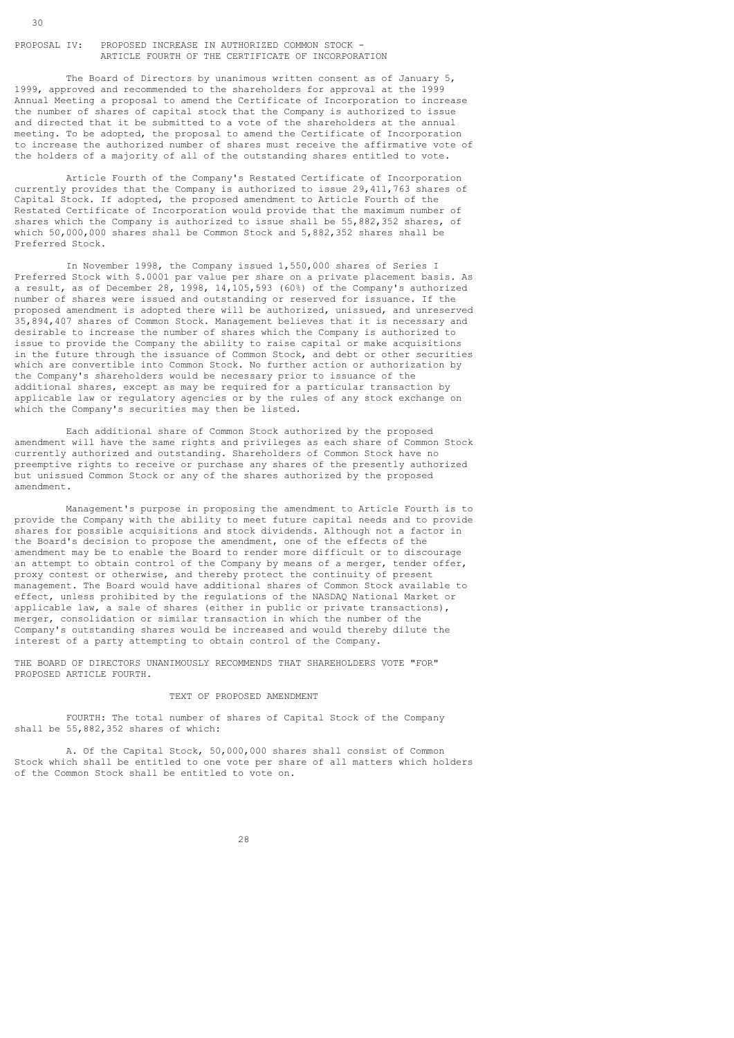## PROPOSAL IV: PROPOSED INCREASE IN AUTHORIZED COMMON STOCK - ARTICLE FOURTH OF THE CERTIFICATE OF INCORPORATION

The Board of Directors by unanimous written consent as of January 5, 1999, approved and recommended to the shareholders for approval at the 1999 Annual Meeting a proposal to amend the Certificate of Incorporation to increase the number of shares of capital stock that the Company is authorized to issue and directed that it be submitted to a vote of the shareholders at the annual meeting. To be adopted, the proposal to amend the Certificate of Incorporation to increase the authorized number of shares must receive the affirmative vote of the holders of a majority of all of the outstanding shares entitled to vote.

Article Fourth of the Company's Restated Certificate of Incorporation currently provides that the Company is authorized to issue 29,411,763 shares of Capital Stock. If adopted, the proposed amendment to Article Fourth of the Restated Certificate of Incorporation would provide that the maximum number of shares which the Company is authorized to issue shall be 55,882,352 shares, of which 50,000,000 shares shall be Common Stock and 5,882,352 shares shall be Preferred Stock.

In November 1998, the Company issued 1,550,000 shares of Series I Preferred Stock with $.0001 par value per share on a private placement basis. As a result, as of December 28, 1998, 14,105,593 (60%) of the Company's authorized number of shares were issued and outstanding or reserved for issuance. If the proposed amendment is adopted there will be authorized, unissued, and unreserved 35,894,407 shares of Common Stock. Management believes that it is necessary and desirable to increase the number of shares which the Company is authorized to issue to provide the Company the ability to raise capital or make acquisitions in the future through the issuance of Common Stock, and debt or other securities which are convertible into Common Stock. No further action or authorization by the Company's shareholders would be necessary prior to issuance of the additional shares, except as may be required for a particular transaction by applicable law or regulatory agencies or by the rules of any stock exchange on which the Company's securities may then be listed.

Each additional share of Common Stock authorized by the proposed amendment will have the same rights and privileges as each share of Common Stock currently authorized and outstanding. Shareholders of Common Stock have no preemptive rights to receive or purchase any shares of the presently authorized but unissued Common Stock or any of the shares authorized by the proposed amendment.

Management's purpose in proposing the amendment to Article Fourth is to provide the Company with the ability to meet future capital needs and to provide shares for possible acquisitions and stock dividends. Although not a factor in the Board's decision to propose the amendment, one of the effects of the amendment may be to enable the Board to render more difficult or to discourage an attempt to obtain control of the Company by means of a merger, tender offer, proxy contest or otherwise, and thereby protect the continuity of present management. The Board would have additional shares of Common Stock available to effect, unless prohibited by the regulations of the NASDAQ National Market or applicable law, a sale of shares (either in public or private transactions), merger, consolidation or similar transaction in which the number of the Company's outstanding shares would be increased and would thereby dilute the interest of a party attempting to obtain control of the Company.

THE BOARD OF DIRECTORS UNANIMOUSLY RECOMMENDS THAT SHAREHOLDERS VOTE "FOR" PROPOSED ARTICLE FOURTH.

### TEXT OF PROPOSED AMENDMENT

FOURTH: The total number of shares of Capital Stock of the Company shall be 55,882,352 shares of which:

A. Of the Capital Stock, 50,000,000 shares shall consist of Common Stock which shall be entitled to one vote per share of all matters which holders of the Common Stock shall be entitled to vote on.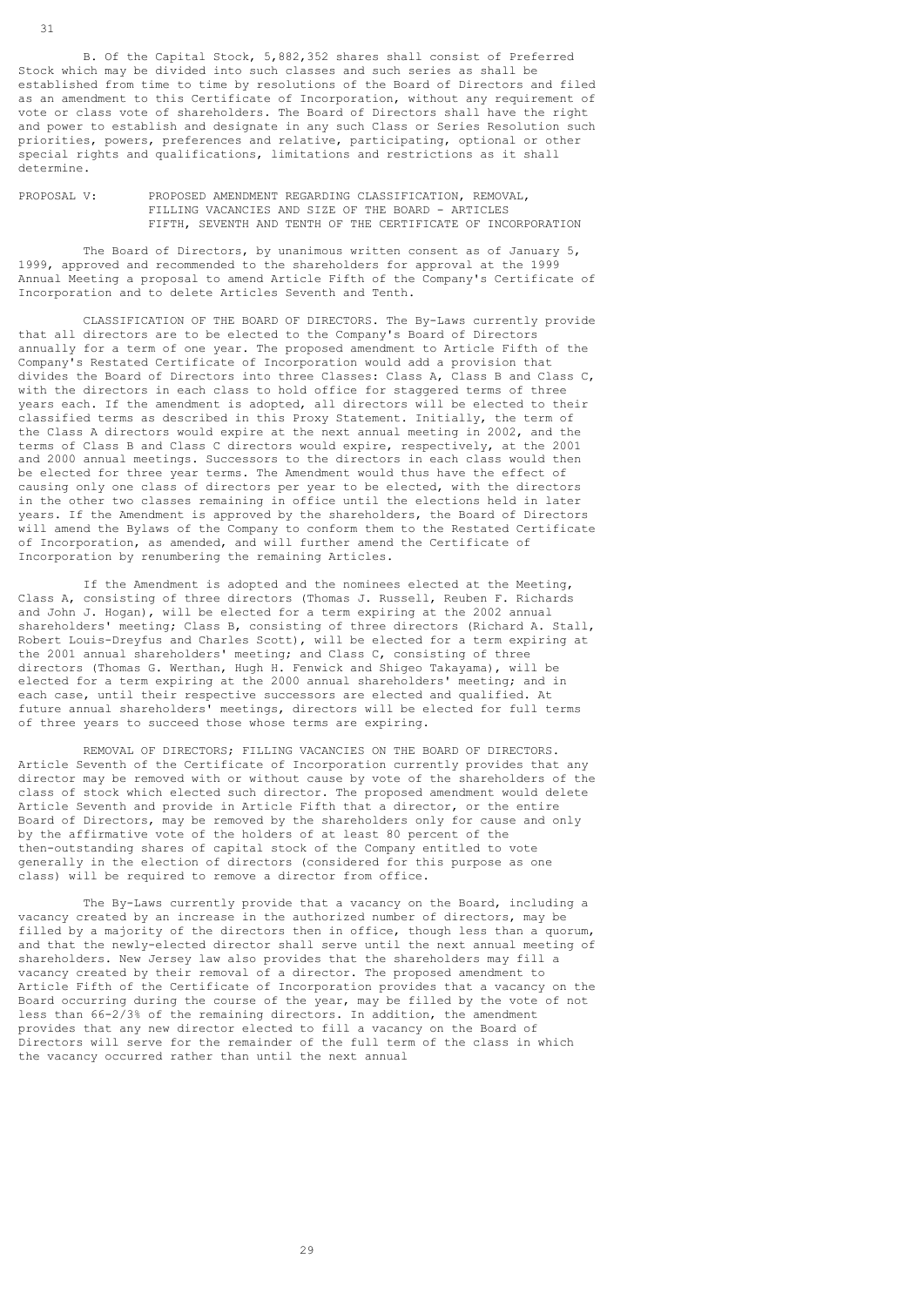B. Of the Capital Stock, 5,882,352 shares shall consist of Preferred Stock which may be divided into such classes and such series as shall be established from time to time by resolutions of the Board of Directors and filed as an amendment to this Certificate of Incorporation, without any requirement of vote or class vote of shareholders. The Board of Directors shall have the right and power to establish and designate in any such Class or Series Resolution such priorities, powers, preferences and relative, participating, optional or other special rights and qualifications, limitations and restrictions as it shall determine.

PROPOSAL V: PROPOSED AMENDMENT REGARDING CLASSIFICATION, REMOVAL, FILLING VACANCIES AND SIZE OF THE BOARD - ARTICLES FIFTH, SEVENTH AND TENTH OF THE CERTIFICATE OF INCORPORATION

The Board of Directors, by unanimous written consent as of January 5, 1999, approved and recommended to the shareholders for approval at the 1999 Annual Meeting a proposal to amend Article Fifth of the Company's Certificate of Incorporation and to delete Articles Seventh and Tenth.

CLASSIFICATION OF THE BOARD OF DIRECTORS. The By-Laws currently provide that all directors are to be elected to the Company's Board of Directors annually for a term of one year. The proposed amendment to Article Fifth of the Company's Restated Certificate of Incorporation would add a provision that divides the Board of Directors into three Classes: Class A, Class B and Class C, with the directors in each class to hold office for staggered terms of three years each. If the amendment is adopted, all directors will be elected to their classified terms as described in this Proxy Statement. Initially, the term of the Class A directors would expire at the next annual meeting in 2002, and the terms of Class B and Class C directors would expire, respectively, at the 2001 and 2000 annual meetings. Successors to the directors in each class would then be elected for three year terms. The Amendment would thus have the effect of causing only one class of directors per year to be elected, with the directors in the other two classes remaining in office until the elections held in later years. If the Amendment is approved by the shareholders, the Board of Directors will amend the Bylaws of the Company to conform them to the Restated Certificate of Incorporation, as amended, and will further amend the Certificate of Incorporation by renumbering the remaining Articles.

If the Amendment is adopted and the nominees elected at the Meeting, Class A, consisting of three directors (Thomas J. Russell, Reuben F. Richards and John J. Hogan), will be elected for a term expiring at the 2002 annual shareholders' meeting; Class B, consisting of three directors (Richard A. Stall, Robert Louis-Dreyfus and Charles Scott), will be elected for a term expiring at the 2001 annual shareholders' meeting; and Class C, consisting of three directors (Thomas G. Werthan, Hugh H. Fenwick and Shigeo Takayama), will be elected for a term expiring at the 2000 annual shareholders' meeting; and in each case, until their respective successors are elected and qualified. At future annual shareholders' meetings, directors will be elected for full terms of three years to succeed those whose terms are expiring.

REMOVAL OF DIRECTORS; FILLING VACANCIES ON THE BOARD OF DIRECTORS. Article Seventh of the Certificate of Incorporation currently provides that any director may be removed with or without cause by vote of the shareholders of the class of stock which elected such director. The proposed amendment would delete Article Seventh and provide in Article Fifth that a director, or the entire Board of Directors, may be removed by the shareholders only for cause and only by the affirmative vote of the holders of at least 80 percent of the then-outstanding shares of capital stock of the Company entitled to vote generally in the election of directors (considered for this purpose as one class) will be required to remove a director from office.

The By-Laws currently provide that a vacancy on the Board, including a vacancy created by an increase in the authorized number of directors, may be filled by a majority of the directors then in office, though less than a quorum, and that the newly-elected director shall serve until the next annual meeting of shareholders. New Jersey law also provides that the shareholders may fill a vacancy created by their removal of a director. The proposed amendment to Article Fifth of the Certificate of Incorporation provides that a vacancy on the Board occurring during the course of the year, may be filled by the vote of not less than 66-2/3% of the remaining directors. In addition, the amendment provides that any new director elected to fill a vacancy on the Board of Directors will serve for the remainder of the full term of the class in which the vacancy occurred rather than until the next annual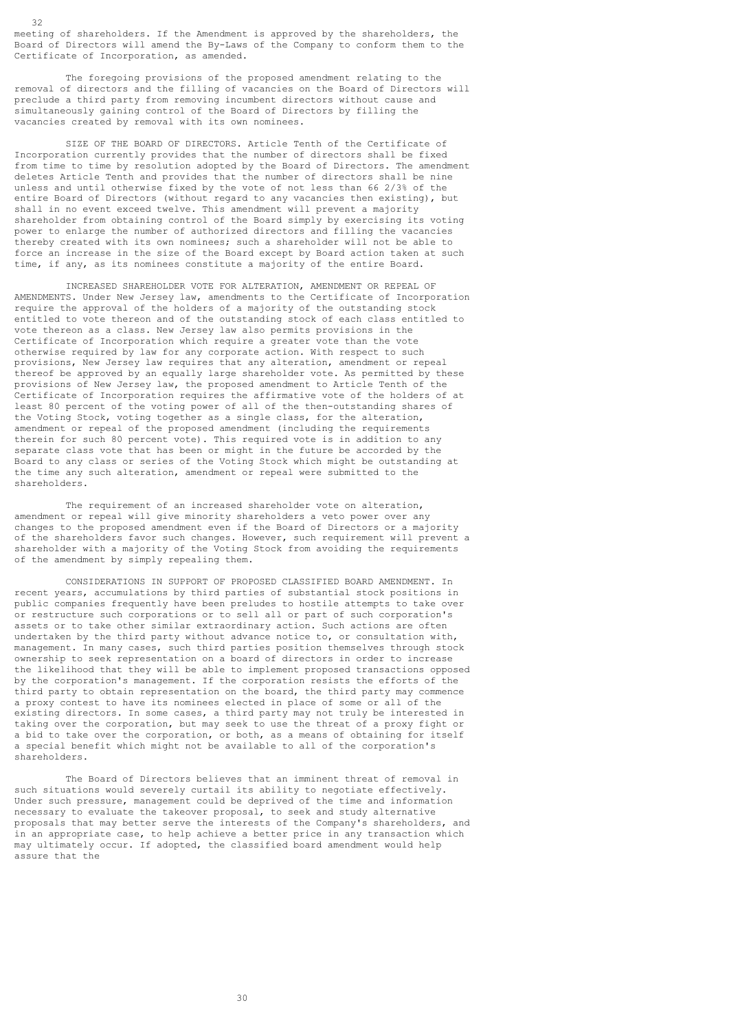meeting of shareholders. If the Amendment is approved by the shareholders, the Board of Directors will amend the By-Laws of the Company to conform them to the Certificate of Incorporation, as amended.

The foregoing provisions of the proposed amendment relating to the removal of directors and the filling of vacancies on the Board of Directors will preclude a third party from removing incumbent directors without cause and simultaneously gaining control of the Board of Directors by filling the vacancies created by removal with its own nominees.

SIZE OF THE BOARD OF DIRECTORS. Article Tenth of the Certificate of Incorporation currently provides that the number of directors shall be fixed from time to time by resolution adopted by the Board of Directors. The amendment deletes Article Tenth and provides that the number of directors shall be nine unless and until otherwise fixed by the vote of not less than 66 2/3% of the entire Board of Directors (without regard to any vacancies then existing), but shall in no event exceed twelve. This amendment will prevent a majority shareholder from obtaining control of the Board simply by exercising its voting power to enlarge the number of authorized directors and filling the vacancies thereby created with its own nominees; such a shareholder will not be able to force an increase in the size of the Board except by Board action taken at such time, if any, as its nominees constitute a majority of the entire Board.

INCREASED SHAREHOLDER VOTE FOR ALTERATION, AMENDMENT OR REPEAL OF AMENDMENTS. Under New Jersey law, amendments to the Certificate of Incorporation require the approval of the holders of a majority of the outstanding stock entitled to vote thereon and of the outstanding stock of each class entitled to vote thereon as a class. New Jersey law also permits provisions in the Certificate of Incorporation which require a greater vote than the vote otherwise required by law for any corporate action. With respect to such provisions, New Jersey law requires that any alteration, amendment or repeal thereof be approved by an equally large shareholder vote. As permitted by these provisions of New Jersey law, the proposed amendment to Article Tenth of the Certificate of Incorporation requires the affirmative vote of the holders of at least 80 percent of the voting power of all of the then-outstanding shares of the Voting Stock, voting together as a single class, for the alteration, amendment or repeal of the proposed amendment (including the requirements therein for such 80 percent vote). This required vote is in addition to any separate class vote that has been or might in the future be accorded by the Board to any class or series of the Voting Stock which might be outstanding at the time any such alteration, amendment or repeal were submitted to the shareholders.

The requirement of an increased shareholder vote on alteration, amendment or repeal will give minority shareholders a veto power over any changes to the proposed amendment even if the Board of Directors or a majority of the shareholders favor such changes. However, such requirement will prevent a shareholder with a majority of the Voting Stock from avoiding the requirements of the amendment by simply repealing them.

CONSIDERATIONS IN SUPPORT OF PROPOSED CLASSIFIED BOARD AMENDMENT. In recent years, accumulations by third parties of substantial stock positions in public companies frequently have been preludes to hostile attempts to take over or restructure such corporations or to sell all or part of such corporation's assets or to take other similar extraordinary action. Such actions are often undertaken by the third party without advance notice to, or consultation with, management. In many cases, such third parties position themselves through stock ownership to seek representation on a board of directors in order to increase the likelihood that they will be able to implement proposed transactions opposed by the corporation's management. If the corporation resists the efforts of the third party to obtain representation on the board, the third party may commence a proxy contest to have its nominees elected in place of some or all of the existing directors. In some cases, a third party may not truly be interested in taking over the corporation, but may seek to use the threat of a proxy fight or a bid to take over the corporation, or both, as a means of obtaining for itself a special benefit which might not be available to all of the corporation's shareholders.

The Board of Directors believes that an imminent threat of removal in such situations would severely curtail its ability to negotiate effectively. Under such pressure, management could be deprived of the time and information necessary to evaluate the takeover proposal, to seek and study alternative proposals that may better serve the interests of the Company's shareholders, and in an appropriate case, to help achieve a better price in any transaction which may ultimately occur. If adopted, the classified board amendment would help assure that the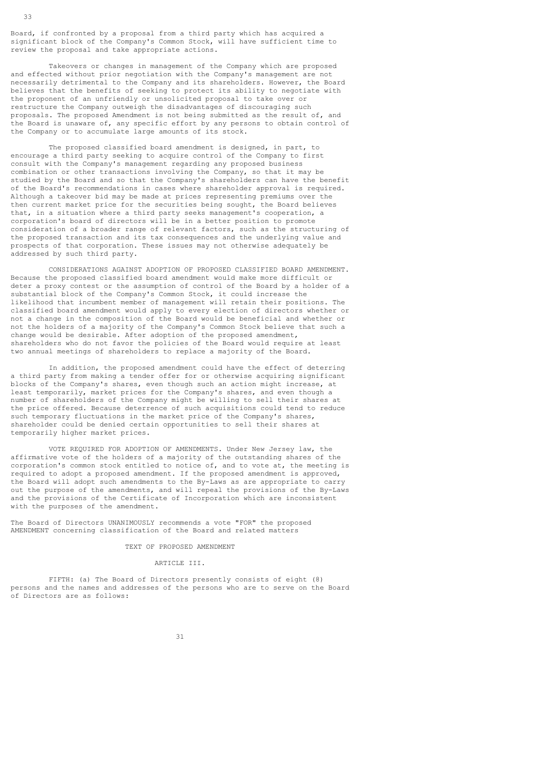Board, if confronted by a proposal from a third party which has acquired a significant block of the Company's Common Stock, will have sufficient time to review the proposal and take appropriate actions.

Takeovers or changes in management of the Company which are proposed and effected without prior negotiation with the Company's management are not necessarily detrimental to the Company and its shareholders. However, the Board believes that the benefits of seeking to protect its ability to negotiate with the proponent of an unfriendly or unsolicited proposal to take over or restructure the Company outweigh the disadvantages of discouraging such proposals. The proposed Amendment is not being submitted as the result of, and the Board is unaware of, any specific effort by any persons to obtain control of the Company or to accumulate large amounts of its stock.

The proposed classified board amendment is designed, in part, to encourage a third party seeking to acquire control of the Company to first consult with the Company's management regarding any proposed business combination or other transactions involving the Company, so that it may be studied by the Board and so that the Company's shareholders can have the benefit of the Board's recommendations in cases where shareholder approval is required. Although a takeover bid may be made at prices representing premiums over the then current market price for the securities being sought, the Board believes that, in a situation where a third party seeks management's cooperation, a corporation's board of directors will be in a better position to promote consideration of a broader range of relevant factors, such as the structuring of the proposed transaction and its tax consequences and the underlying value and prospects of that corporation. These issues may not otherwise adequately be addressed by such third party.

CONSIDERATIONS AGAINST ADOPTION OF PROPOSED CLASSIFIED BOARD AMENDMENT. Because the proposed classified board amendment would make more difficult or deter a proxy contest or the assumption of control of the Board by a holder of a substantial block of the Company's Common Stock, it could increase the likelihood that incumbent member of management will retain their positions. The classified board amendment would apply to every election of directors whether or not a change in the composition of the Board would be beneficial and whether or not the holders of a majority of the Company's Common Stock believe that such a change would be desirable. After adoption of the proposed amendment, shareholders who do not favor the policies of the Board would require at least two annual meetings of shareholders to replace a majority of the Board.

In addition, the proposed amendment could have the effect of deterring a third party from making a tender offer for or otherwise acquiring significant blocks of the Company's shares, even though such an action might increase, at least temporarily, market prices for the Company's shares, and even though a number of shareholders of the Company might be willing to sell their shares at the price offered. Because deterrence of such acquisitions could tend to reduce such temporary fluctuations in the market price of the Company's shares, shareholder could be denied certain opportunities to sell their shares at temporarily higher market prices.

VOTE REQUIRED FOR ADOPTION OF AMENDMENTS. Under New Jersey law, the affirmative vote of the holders of a majority of the outstanding shares of the corporation's common stock entitled to notice of, and to vote at, the meeting is required to adopt a proposed amendment. If the proposed amendment is approved, the Board will adopt such amendments to the By-Laws as are appropriate to carry out the purpose of the amendments, and will repeal the provisions of the By-Laws and the provisions of the Certificate of Incorporation which are inconsistent with the purposes of the amendment.

The Board of Directors UNANIMOUSLY recommends a vote "FOR" the proposed AMENDMENT concerning classification of the Board and related matters

## TEXT OF PROPOSED AMENDMENT

### ARTICLE III.

FIFTH: (a) The Board of Directors presently consists of eight (8) persons and the names and addresses of the persons who are to serve on the Board of Directors are as follows: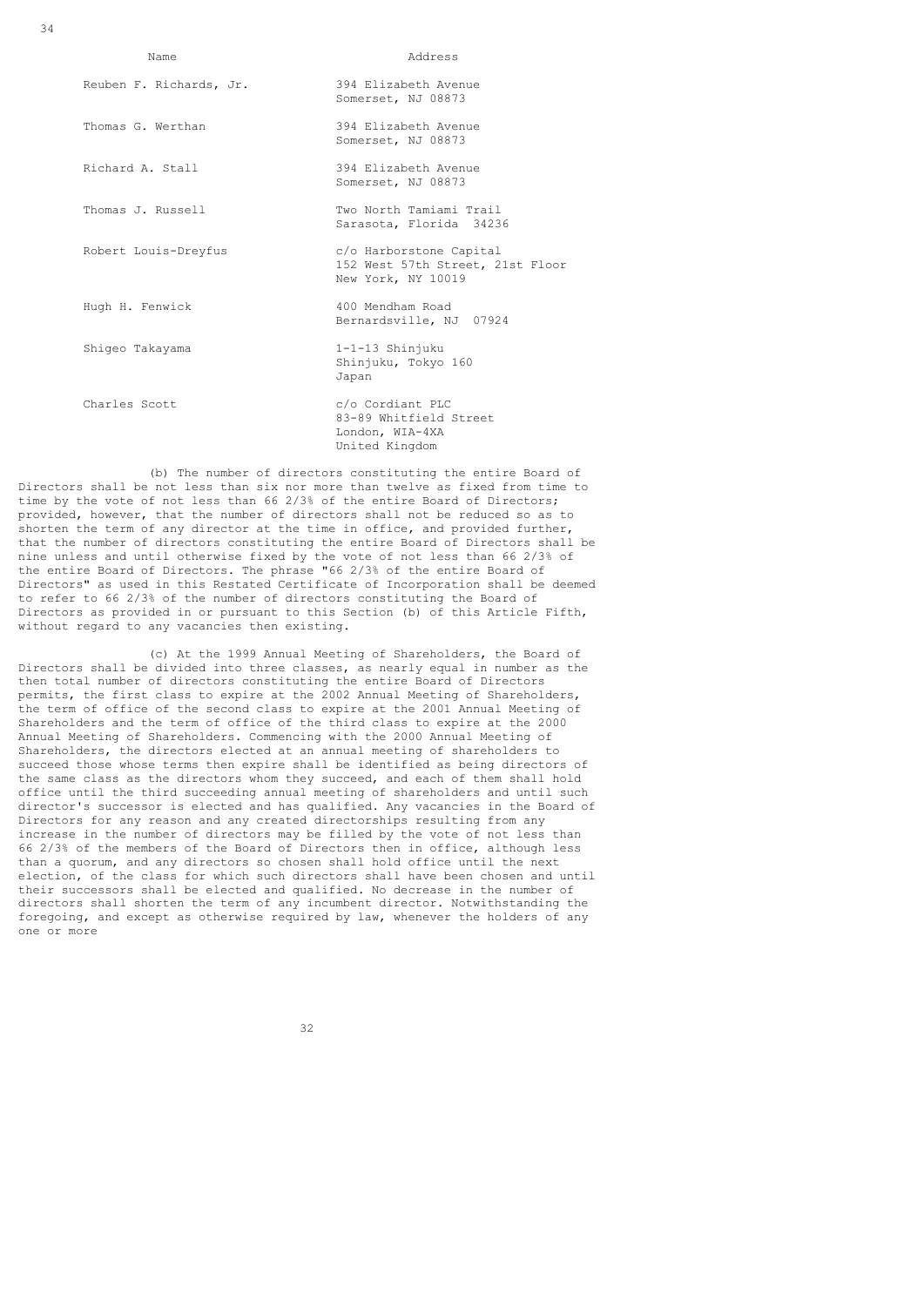| Name | Address |
|---|---|
| Reuben F. Richards, Jr. | 394 Elizabeth Avenue<br>Somerset, NJ 08873 |
| Thomas G. Werthan | 394 Elizabeth Avenue<br>Somerset, NJ 08873 |
| Richard A. Stall | 394 Elizabeth Avenue<br>Somerset, NJ 08873 |
| Thomas J. Russell | Two North Tamiami Trail<br>Sarasota, Florida 34236 |
| Robert Louis-Dreyfus | c/o Harborstone Capital<br>152 West 57th Street, 21st Floor<br>New York, NY 10019 |
| Hugh H. Fenwick | 400 Mendham Road<br>Bernardsville, NJ 07924 |
| Shigeo Takayama | 1-1-13 Shinjuku<br>Shinjuku, Tokyo 160<br>Japan |
| Charles Scott | c/o Cordiant PLC<br>83-89 Whitfield Street<br>London, WIA-4XA<br>United Kingdom |

(b) The number of directors constituting the entire Board of Directors shall be not less than six nor more than twelve as fixed from time to time by the vote of not less than 66 2/3% of the entire Board of Directors; provided, however, that the number of directors shall not be reduced so as to shorten the term of any director at the time in office, and provided further, that the number of directors constituting the entire Board of Directors shall be nine unless and until otherwise fixed by the vote of not less than 66 2/3% of the entire Board of Directors. The phrase "66 2/3% of the entire Board of Directors" as used in this Restated Certificate of Incorporation shall be deemed to refer to 66 2/3% of the number of directors constituting the Board of Directors as provided in or pursuant to this Section (b) of this Article Fifth, without regard to any vacancies then existing.

(c) At the 1999 Annual Meeting of Shareholders, the Board of Directors shall be divided into three classes, as nearly equal in number as the then total number of directors constituting the entire Board of Directors permits, the first class to expire at the 2002 Annual Meeting of Shareholders, the term of office of the second class to expire at the 2001 Annual Meeting of Shareholders and the term of office of the third class to expire at the 2000 Annual Meeting of Shareholders. Commencing with the 2000 Annual Meeting of Shareholders, the directors elected at an annual meeting of shareholders to succeed those whose terms then expire shall be identified as being directors of the same class as the directors whom they succeed, and each of them shall hold office until the third succeeding annual meeting of shareholders and until such director's successor is elected and has qualified. Any vacancies in the Board of Directors for any reason and any created directorships resulting from any increase in the number of directors may be filled by the vote of not less than 66 2/3% of the members of the Board of Directors then in office, although less than a quorum, and any directors so chosen shall hold office until the next election, of the class for which such directors shall have been chosen and until their successors shall be elected and qualified. No decrease in the number of directors shall shorten the term of any incumbent director. Notwithstanding the foregoing, and except as otherwise required by law, whenever the holders of any one or more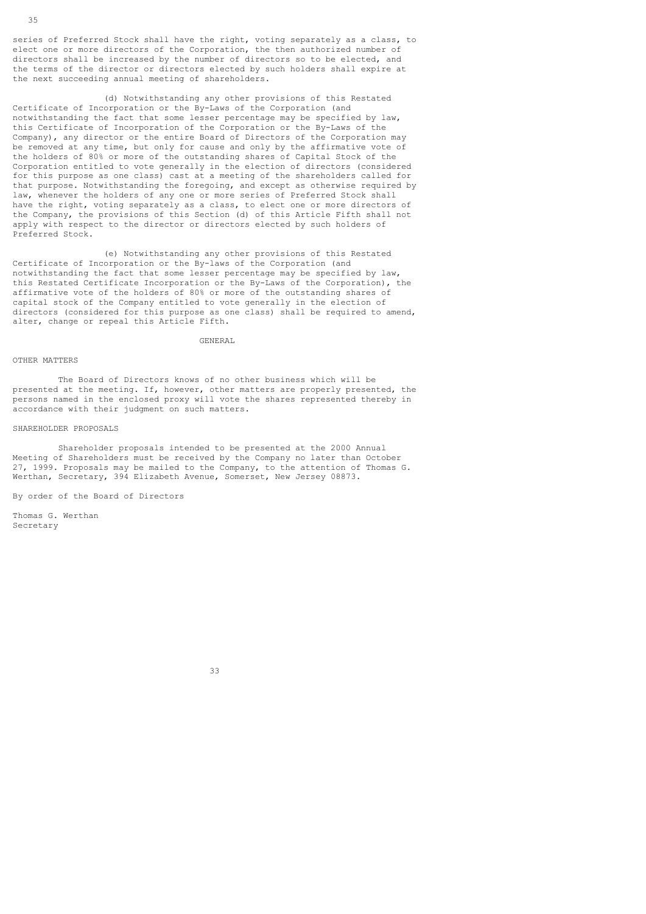series of Preferred Stock shall have the right, voting separately as a class, to elect one or more directors of the Corporation, the then authorized number of directors shall be increased by the number of directors so to be elected, and the terms of the director or directors elected by such holders shall expire at the next succeeding annual meeting of shareholders.

(d) Notwithstanding any other provisions of this Restated Certificate of Incorporation or the By-Laws of the Corporation (and notwithstanding the fact that some lesser percentage may be specified by law, this Certificate of Incorporation of the Corporation or the By-Laws of the Company), any director or the entire Board of Directors of the Corporation may be removed at any time, but only for cause and only by the affirmative vote of the holders of 80% or more of the outstanding shares of Capital Stock of the Corporation entitled to vote generally in the election of directors (considered for this purpose as one class) cast at a meeting of the shareholders called for that purpose. Notwithstanding the foregoing, and except as otherwise required by law, whenever the holders of any one or more series of Preferred Stock shall have the right, voting separately as a class, to elect one or more directors of the Company, the provisions of this Section (d) of this Article Fifth shall not apply with respect to the director or directors elected by such holders of Preferred Stock.

(e) Notwithstanding any other provisions of this Restated Certificate of Incorporation or the By-laws of the Corporation (and notwithstanding the fact that some lesser percentage may be specified by law, this Restated Certificate Incorporation or the By-Laws of the Corporation), the affirmative vote of the holders of 80% or more of the outstanding shares of capital stock of the Company entitled to vote generally in the election of directors (considered for this purpose as one class) shall be required to amend, alter, change or repeal this Article Fifth.

## GENERAL

### OTHER MATTERS

The Board of Directors knows of no other business which will be presented at the meeting. If, however, other matters are properly presented, the persons named in the enclosed proxy will vote the shares represented thereby in accordance with their judgment on such matters.

### SHAREHOLDER PROPOSALS

Shareholder proposals intended to be presented at the 2000 Annual Meeting of Shareholders must be received by the Company no later than October 27, 1999. Proposals may be mailed to the Company, to the attention of Thomas G. Werthan, Secretary, 394 Elizabeth Avenue, Somerset, New Jersey 08873.

By order of the Board of Directors

Thomas G. Werthan
Secretary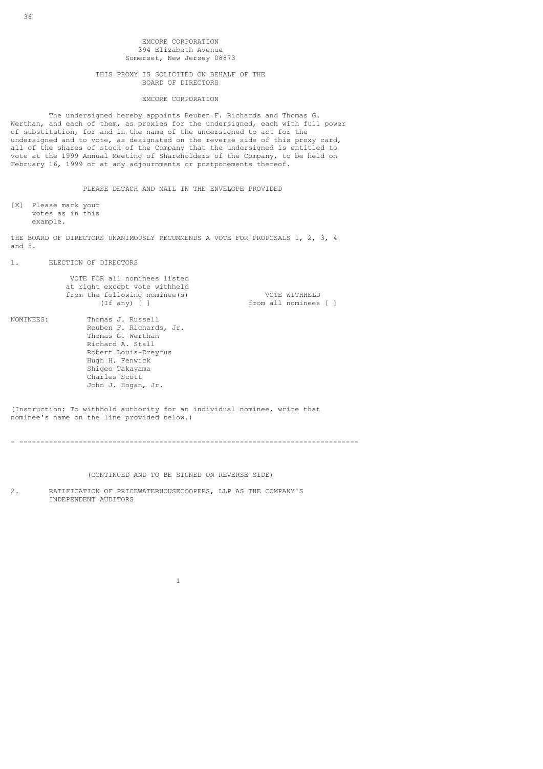EMCORE CORPORATION
394 Elizabeth Avenue
Somerset, New Jersey 08873

THIS PROXY IS SOLICITED ON BEHALF OF THE BOARD OF DIRECTORS

EMCORE CORPORATION

The undersigned hereby appoints Reuben F. Richards and Thomas G. Werthan, and each of them, as proxies for the undersigned, each with full power of substitution, for and in the name of the undersigned to act for the undersigned and to vote, as designated on the reverse side of this proxy card, all of the shares of stock of the Company that the undersigned is entitled to vote at the 1999 Annual Meeting of Shareholders of the Company, to be held on February 16, 1999 or at any adjournments or postponements thereof.

PLEASE DETACH AND MAIL IN THE ENVELOPE PROVIDED

[X] Please mark your votes as in this example.

THE BOARD OF DIRECTORS UNANIMOUSLY RECOMMENDS A VOTE FOR PROPOSALS 1, 2, 3, 4 and 5.

1. ELECTION OF DIRECTORS

VOTE FOR all nominees listed at right except vote withheld from the following nominee(s) (If any) [ ]

VOTE WITHHELD from all nominees [ ]

NOMINEES:
- Thomas J. Russell
- Reuben F. Richards, Jr.
- Thomas G. Werthan
- Richard A. Stall
- Robert Louis-Dreyfus
- Hugh H. Fenwick
- Shigeo Takayama
- Charles Scott
- John J. Hogan, Jr.

(Instruction: To withhold authority for an individual nominee, write that nominee's name on the line provided below.)

---

(CONTINUED AND TO BE SIGNED ON REVERSE SIDE)

2. RATIFICATION OF PRICEWATERHOUSECOOPERS, LLP AS THE COMPANY'S INDEPENDENT AUDITORS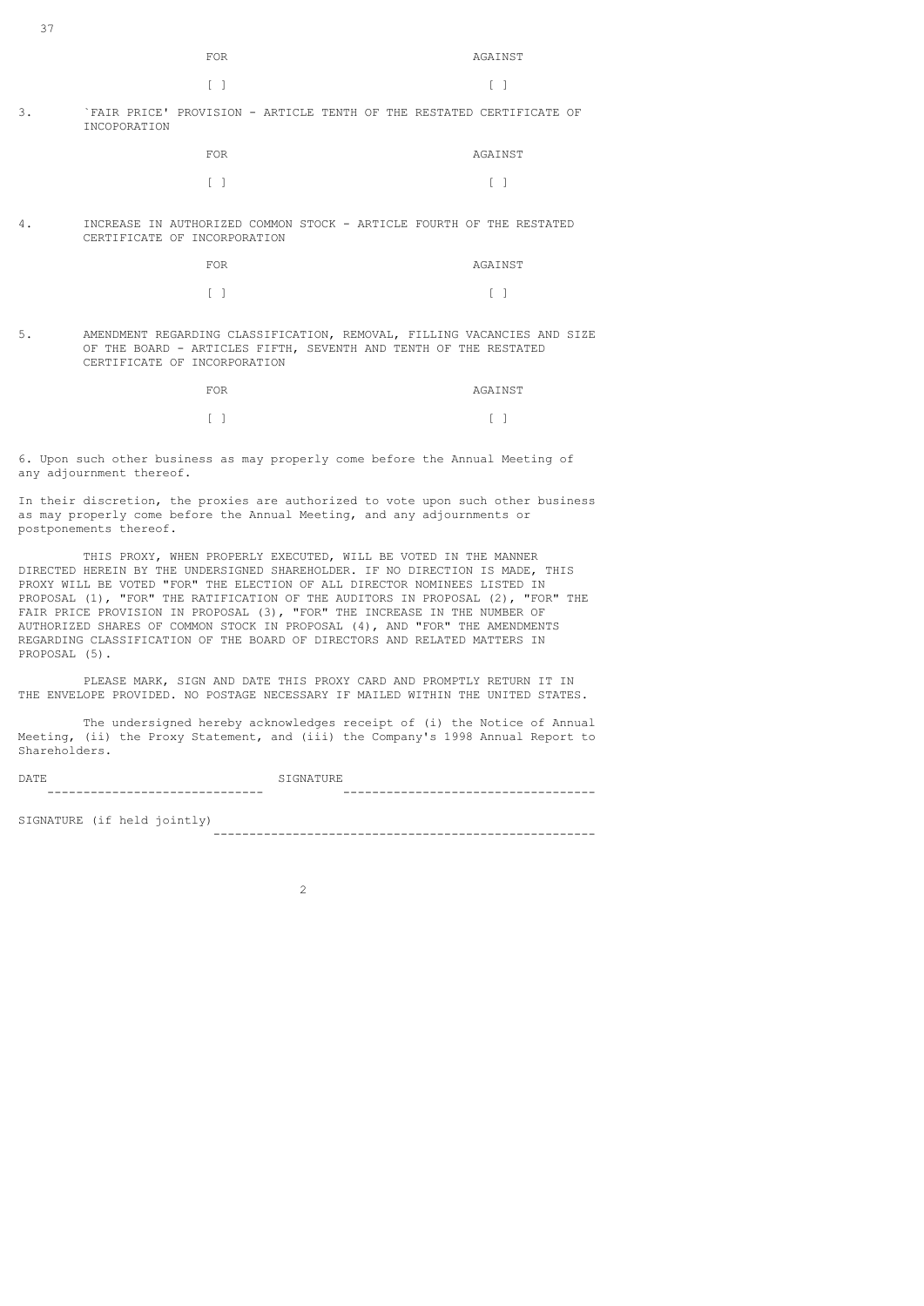| FOR | AGAINST |
|---|---|
| [ ] | [ ] |

3. `FAIR PRICE' PROVISION - ARTICLE TENTH OF THE RESTATED CERTIFICATE OF INCOPORATION

| FOR | AGAINST |
|---|---|
| [ ] | [ ] |

4. INCREASE IN AUTHORIZED COMMON STOCK - ARTICLE FOURTH OF THE RESTATED CERTIFICATE OF INCORPORATION

| FOR | AGAINST |
|---|---|
| [ ] | [ ] |

5. AMENDMENT REGARDING CLASSIFICATION, REMOVAL, FILLING VACANCIES AND SIZE OF THE BOARD - ARTICLES FIFTH, SEVENTH AND TENTH OF THE RESTATED CERTIFICATE OF INCORPORATION

| FOR | AGAINST |
|---|---|
| [ ] | [ ] |

6. Upon such other business as may properly come before the Annual Meeting of any adjournment thereof.

In their discretion, the proxies are authorized to vote upon such other business as may properly come before the Annual Meeting, and any adjournments or postponements thereof.

THIS PROXY, WHEN PROPERLY EXECUTED, WILL BE VOTED IN THE MANNER DIRECTED HEREIN BY THE UNDERSIGNED SHAREHOLDER. IF NO DIRECTION IS MADE, THIS PROXY WILL BE VOTED "FOR" THE ELECTION OF ALL DIRECTOR NOMINEES LISTED IN PROPOSAL (1), "FOR" THE RATIFICATION OF THE AUDITORS IN PROPOSAL (2), "FOR" THE FAIR PRICE PROVISION IN PROPOSAL (3), "FOR" THE INCREASE IN THE NUMBER OF AUTHORIZED SHARES OF COMMON STOCK IN PROPOSAL (4), AND "FOR" THE AMENDMENTS REGARDING CLASSIFICATION OF THE BOARD OF DIRECTORS AND RELATED MATTERS IN PROPOSAL (5).

PLEASE MARK, SIGN AND DATE THIS PROXY CARD AND PROMPTLY RETURN IT IN THE ENVELOPE PROVIDED. NO POSTAGE NECESSARY IF MAILED WITHIN THE UNITED STATES.

The undersigned hereby acknowledges receipt of (i) the Notice of Annual Meeting, (ii) the Proxy Statement, and (iii) the Company's 1998 Annual Report to Shareholders.

DATE ------------------------------ SIGNATURE -----------------------------------

SIGNATURE (if held jointly) -----------------------------------------------------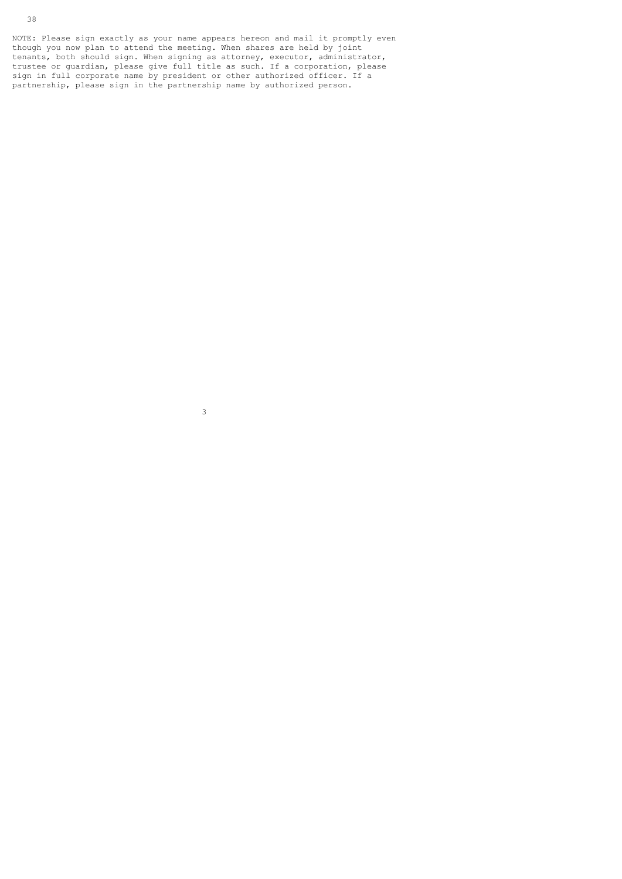NOTE: Please sign exactly as your name appears hereon and mail it promptly even though you now plan to attend the meeting. When shares are held by joint tenants, both should sign. When signing as attorney, executor, administrator, trustee or guardian, please give full title as such. If a corporation, please sign in full corporate name by president or other authorized officer. If a partnership, please sign in the partnership name by authorized person.